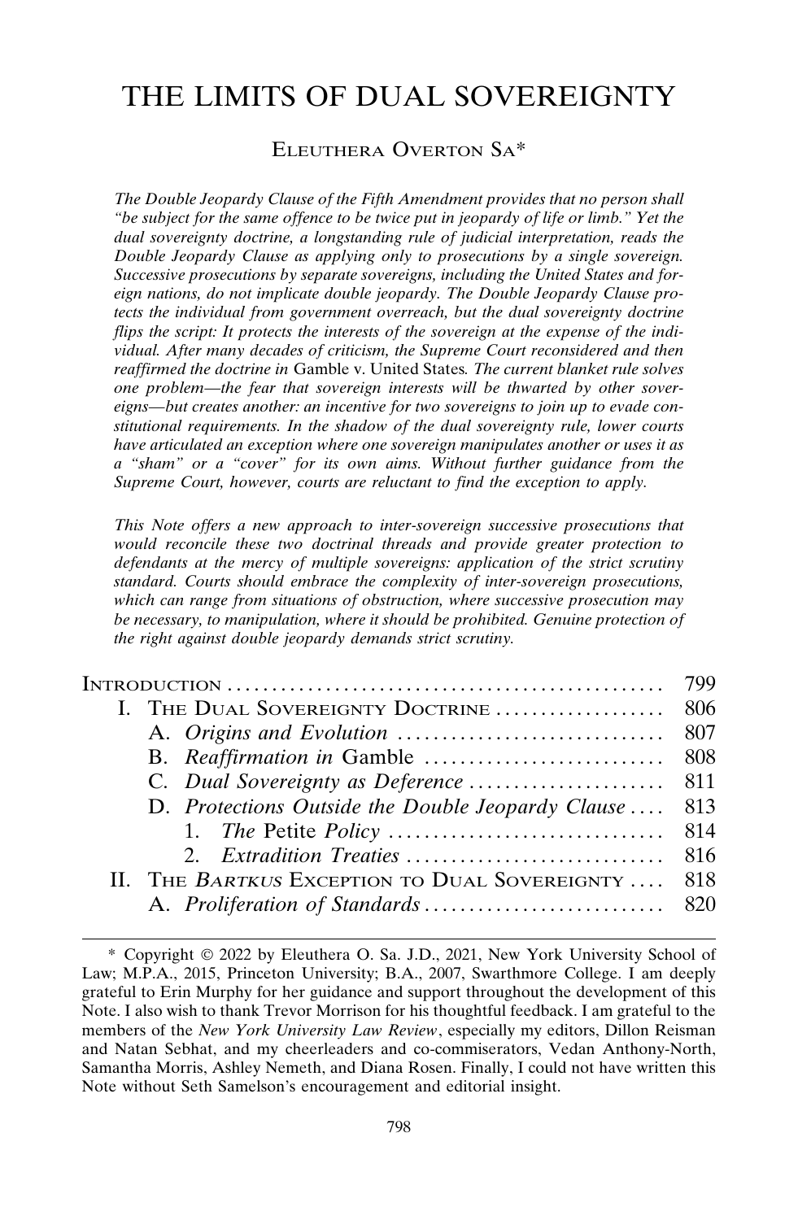# THE LIMITS OF DUAL SOVEREIGNTY

ELEUTHERA OVERTON SA*

*The Double Jeopardy Clause of the Fifth Amendment provides that no person shall "be subject for the same offence to be twice put in jeopardy of life or limb." Yet the dual sovereignty doctrine, a longstanding rule of judicial interpretation, reads the Double Jeopardy Clause as applying only to prosecutions by a single sovereign. Successive prosecutions by separate sovereigns, including the United States and foreign nations, do not implicate double jeopardy. The Double Jeopardy Clause protects the individual from government overreach, but the dual sovereignty doctrine flips the script: It protects the interests of the sovereign at the expense of the individual. After many decades of criticism, the Supreme Court reconsidered and then reaffirmed the doctrine in* Gamble v. United States*. The current blanket rule solves one problem—the fear that sovereign interests will be thwarted by other sovereigns—but creates another: an incentive for two sovereigns to join up to evade constitutional requirements. In the shadow of the dual sovereignty rule, lower courts have articulated an exception where one sovereign manipulates another or uses it as a "sham" or a "cover" for its own aims. Without further guidance from the Supreme Court, however, courts are reluctant to find the exception to apply.*

*This Note offers a new approach to inter-sovereign successive prosecutions that would reconcile these two doctrinal threads and provide greater protection to defendants at the mercy of multiple sovereigns: application of the strict scrutiny standard. Courts should embrace the complexity of inter-sovereign prosecutions, which can range from situations of obstruction, where successive prosecution may be necessary, to manipulation, where it should be prohibited. Genuine protection of the right against double jeopardy demands strict scrutiny.*

| | |
|---|---|
| INTRODUCTION | 799 |
| I. THE DUAL SOVEREIGNTY DOCTRINE | 806 |
| A. *Origins and Evolution* | 807 |
| B. *Reaffirmation in* Gamble | 808 |
| C. *Dual Sovereignty as Deference* | 811 |
| D. *Protections Outside the Double Jeopardy Clause* | 813 |
| 1. *The* Petite *Policy* | 814 |
| 2. *Extradition Treaties* | 816 |
| II. THE *BARTKUS* EXCEPTION TO DUAL SOVEREIGNTY | 818 |
| A. *Proliferation of Standards* | 820 |

\* Copyright © 2022 by Eleuthera O. Sa. J.D., 2021, New York University School of Law; M.P.A., 2015, Princeton University; B.A., 2007, Swarthmore College. I am deeply grateful to Erin Murphy for her guidance and support throughout the development of this Note. I also wish to thank Trevor Morrison for his thoughtful feedback. I am grateful to the members of the *New York University Law Review*, especially my editors, Dillon Reisman and Natan Sebhat, and my cheerleaders and co-commiserators, Vedan Anthony-North, Samantha Morris, Ashley Nemeth, and Diana Rosen. Finally, I could not have written this Note without Seth Samelson's encouragement and editorial insight.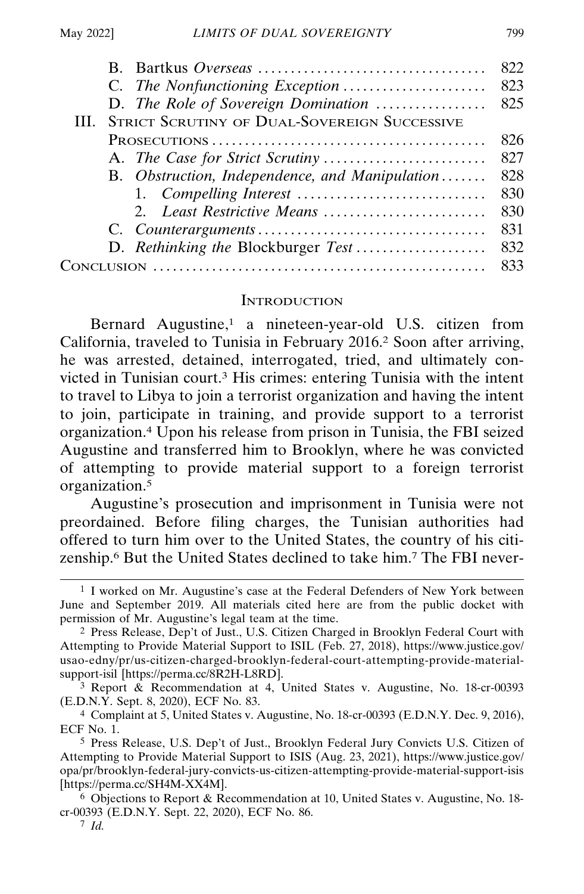B. Bartkus *Overseas* .................................... 822
C. *The Nonfunctioning Exception* ...................... 823
D. *The Role of Sovereign Domination* ................ 825
III. Strict Scrutiny of Dual-Sovereign Successive Prosecutions ......................................... 826
A. *The Case for Strict Scrutiny* ......................... 827
B. *Obstruction, Independence, and Manipulation* ....... 828
1. *Compelling Interest* ............................. 830
2. *Least Restrictive Means* ......................... 830
C. *Counterarguments* .................................. 831
D. *Rethinking the* Blockburger *Test* .................... 832
Conclusion ................................................. 833

## Introduction

Bernard Augustine,[1] a nineteen-year-old U.S. citizen from California, traveled to Tunisia in February 2016.[2] Soon after arriving, he was arrested, detained, interrogated, tried, and ultimately convicted in Tunisian court.[3] His crimes: entering Tunisia with the intent to travel to Libya to join a terrorist organization and having the intent to join, participate in training, and provide support to a terrorist organization.[4] Upon his release from prison in Tunisia, the FBI seized Augustine and transferred him to Brooklyn, where he was convicted of attempting to provide material support to a foreign terrorist organization.[5]

Augustine's prosecution and imprisonment in Tunisia were not preordained. Before filing charges, the Tunisian authorities had offered to turn him over to the United States, the country of his citizenship.[6] But the United States declined to take him.[7] The FBI never-

---

[1] I worked on Mr. Augustine's case at the Federal Defenders of New York between June and September 2019. All materials cited here are from the public docket with permission of Mr. Augustine's legal team at the time.

[2] Press Release, Dep't of Just., U.S. Citizen Charged in Brooklyn Federal Court with Attempting to Provide Material Support to ISIL (Feb. 27, 2018), https://www.justice.gov/usao-edny/pr/us-citizen-charged-brooklyn-federal-court-attempting-provide-material-support-isil [https://perma.cc/8R2H-L8RD].

[3] Report & Recommendation at 4, United States v. Augustine, No. 18-cr-00393 (E.D.N.Y. Sept. 8, 2020), ECF No. 83.

[4] Complaint at 5, United States v. Augustine, No. 18-cr-00393 (E.D.N.Y. Dec. 9, 2016), ECF No. 1.

[5] Press Release, U.S. Dep't of Just., Brooklyn Federal Jury Convicts U.S. Citizen of Attempting to Provide Material Support to ISIS (Aug. 23, 2021), https://www.justice.gov/opa/pr/brooklyn-federal-jury-convicts-us-citizen-attempting-provide-material-support-isis [https://perma.cc/SH4M-XX4M].

[6] Objections to Report & Recommendation at 10, United States v. Augustine, No. 18-cr-00393 (E.D.N.Y. Sept. 22, 2020), ECF No. 86.

[7] *Id.*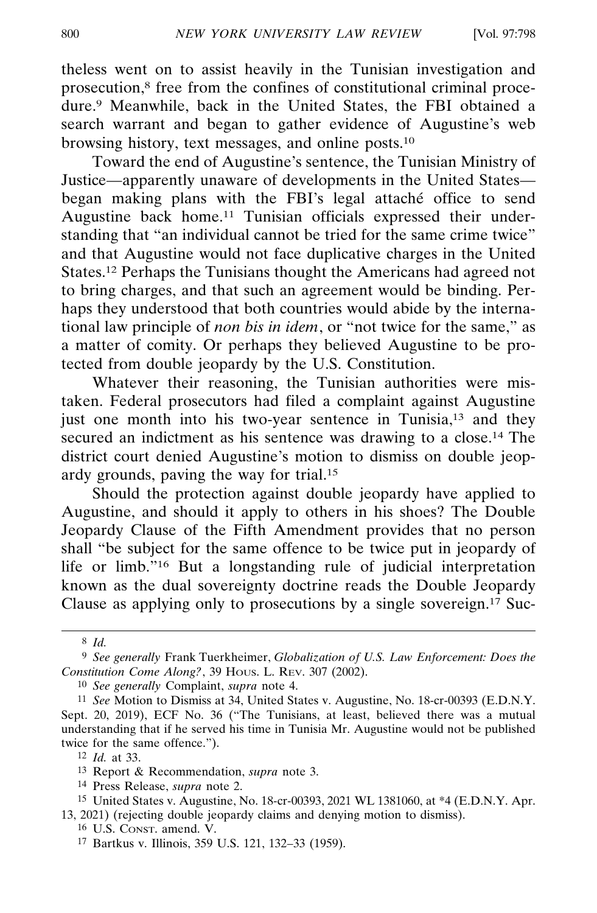theless went on to assist heavily in the Tunisian investigation and prosecution,[8] free from the confines of constitutional criminal procedure.[9] Meanwhile, back in the United States, the FBI obtained a search warrant and began to gather evidence of Augustine's web browsing history, text messages, and online posts.[10]

Toward the end of Augustine's sentence, the Tunisian Ministry of Justice—apparently unaware of developments in the United States—began making plans with the FBI's legal attaché office to send Augustine back home.[11] Tunisian officials expressed their understanding that "an individual cannot be tried for the same crime twice" and that Augustine would not face duplicative charges in the United States.[12] Perhaps the Tunisians thought the Americans had agreed not to bring charges, and that such an agreement would be binding. Perhaps they understood that both countries would abide by the international law principle of *non bis in idem*, or "not twice for the same," as a matter of comity. Or perhaps they believed Augustine to be protected from double jeopardy by the U.S. Constitution.

Whatever their reasoning, the Tunisian authorities were mistaken. Federal prosecutors had filed a complaint against Augustine just one month into his two-year sentence in Tunisia,[13] and they secured an indictment as his sentence was drawing to a close.[14] The district court denied Augustine's motion to dismiss on double jeopardy grounds, paving the way for trial.[15]

Should the protection against double jeopardy have applied to Augustine, and should it apply to others in his shoes? The Double Jeopardy Clause of the Fifth Amendment provides that no person shall "be subject for the same offence to be twice put in jeopardy of life or limb."[16] But a longstanding rule of judicial interpretation known as the dual sovereignty doctrine reads the Double Jeopardy Clause as applying only to prosecutions by a single sovereign.[17] Suc-

---

[8] *Id.*

[9] *See generally* Frank Tuerkheimer, *Globalization of U.S. Law Enforcement: Does the Constitution Come Along?*, 39 HOUS. L. REV. 307 (2002).

[10] *See generally* Complaint, *supra* note 4.

[11] *See* Motion to Dismiss at 34, United States v. Augustine, No. 18-cr-00393 (E.D.N.Y. Sept. 20, 2019), ECF No. 36 ("The Tunisians, at least, believed there was a mutual understanding that if he served his time in Tunisia Mr. Augustine would not be published twice for the same offence.").

[12] *Id.* at 33.

[13] Report & Recommendation, *supra* note 3.

[14] Press Release, *supra* note 2.

[15] United States v. Augustine, No. 18-cr-00393, 2021 WL 1381060, at *4 (E.D.N.Y. Apr. 13, 2021) (rejecting double jeopardy claims and denying motion to dismiss).

[16] U.S. CONST. amend. V.

[17] Bartkus v. Illinois, 359 U.S. 121, 132–33 (1959).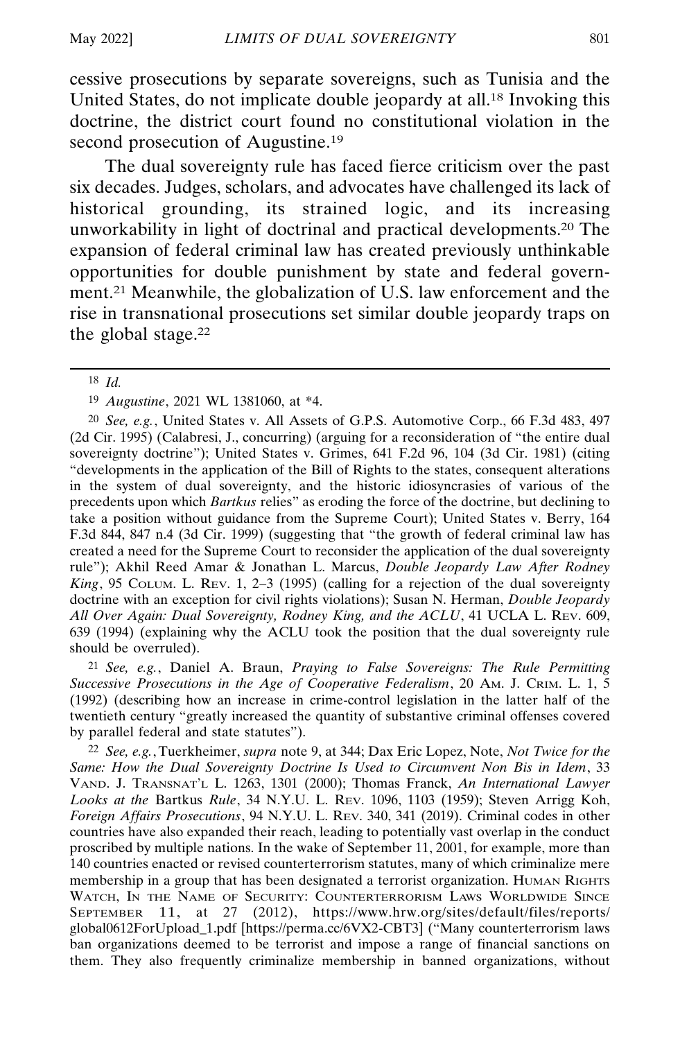cessive prosecutions by separate sovereigns, such as Tunisia and the United States, do not implicate double jeopardy at all.[18] Invoking this doctrine, the district court found no constitutional violation in the second prosecution of Augustine.[19]

The dual sovereignty rule has faced fierce criticism over the past six decades. Judges, scholars, and advocates have challenged its lack of historical grounding, its strained logic, and its increasing unworkability in light of doctrinal and practical developments.[20] The expansion of federal criminal law has created previously unthinkable opportunities for double punishment by state and federal government.[21] Meanwhile, the globalization of U.S. law enforcement and the rise in transnational prosecutions set similar double jeopardy traps on the global stage.[22]

---

[18] *Id.*

[19] *Augustine*, 2021 WL 1381060, at *4.

[20] *See, e.g.*, United States v. All Assets of G.P.S. Automotive Corp., 66 F.3d 483, 497 (2d Cir. 1995) (Calabresi, J., concurring) (arguing for a reconsideration of "the entire dual sovereignty doctrine"); United States v. Grimes, 641 F.2d 96, 104 (3d Cir. 1981) (citing "developments in the application of the Bill of Rights to the states, consequent alterations in the system of dual sovereignty, and the historic idiosyncrasies of various of the precedents upon which *Bartkus* relies" as eroding the force of the doctrine, but declining to take a position without guidance from the Supreme Court); United States v. Berry, 164 F.3d 844, 847 n.4 (3d Cir. 1999) (suggesting that "the growth of federal criminal law has created a need for the Supreme Court to reconsider the application of the dual sovereignty rule"); Akhil Reed Amar & Jonathan L. Marcus, *Double Jeopardy Law After Rodney King*, 95 COLUM. L. REV. 1, 2–3 (1995) (calling for a rejection of the dual sovereignty doctrine with an exception for civil rights violations); Susan N. Herman, *Double Jeopardy All Over Again: Dual Sovereignty, Rodney King, and the ACLU*, 41 UCLA L. REV. 609, 639 (1994) (explaining why the ACLU took the position that the dual sovereignty rule should be overruled).

[21] *See, e.g.*, Daniel A. Braun, *Praying to False Sovereigns: The Rule Permitting Successive Prosecutions in the Age of Cooperative Federalism*, 20 AM. J. CRIM. L. 1, 5 (1992) (describing how an increase in crime-control legislation in the latter half of the twentieth century "greatly increased the quantity of substantive criminal offenses covered by parallel federal and state statutes").

[22] *See, e.g.*, Tuerkheimer, *supra* note 9, at 344; Dax Eric Lopez, Note, *Not Twice for the Same: How the Dual Sovereignty Doctrine Is Used to Circumvent Non Bis in Idem*, 33 VAND. J. TRANSNAT'L L. 1263, 1301 (2000); Thomas Franck, *An International Lawyer Looks at the* Bartkus *Rule*, 34 N.Y.U. L. REV. 1096, 1103 (1959); Steven Arrigg Koh, *Foreign Affairs Prosecutions*, 94 N.Y.U. L. REV. 340, 341 (2019). Criminal codes in other countries have also expanded their reach, leading to potentially vast overlap in the conduct proscribed by multiple nations. In the wake of September 11, 2001, for example, more than 140 countries enacted or revised counterterrorism statutes, many of which criminalize mere membership in a group that has been designated a terrorist organization. HUMAN RIGHTS WATCH, IN THE NAME OF SECURITY: COUNTERTERRORISM LAWS WORLDWIDE SINCE SEPTEMBER 11, at 27 (2012), https://www.hrw.org/sites/default/files/reports/global0612ForUpload_1.pdf [https://perma.cc/6VX2-CBT3] ("Many counterterrorism laws ban organizations deemed to be terrorist and impose a range of financial sanctions on them. They also frequently criminalize membership in banned organizations, without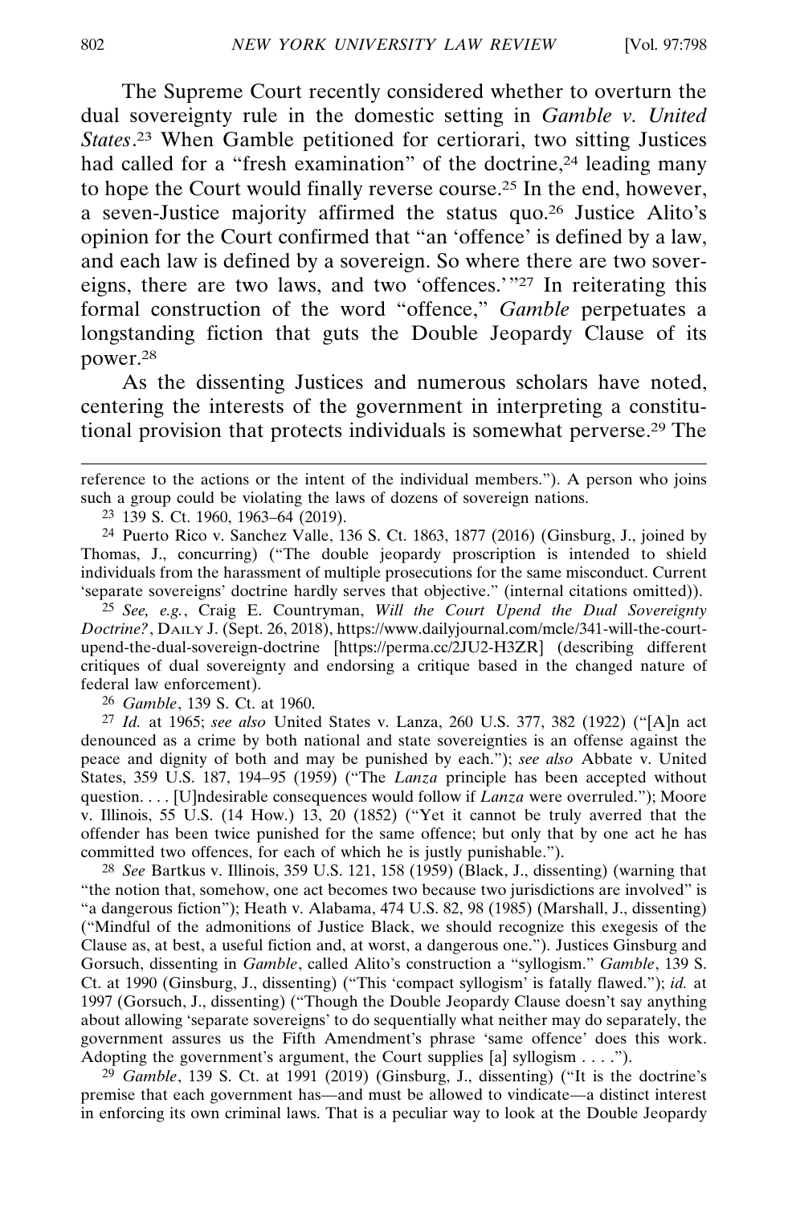The Supreme Court recently considered whether to overturn the dual sovereignty rule in the domestic setting in *Gamble v. United States*.[23] When Gamble petitioned for certiorari, two sitting Justices had called for a "fresh examination" of the doctrine,[24] leading many to hope the Court would finally reverse course.[25] In the end, however, a seven-Justice majority affirmed the status quo.[26] Justice Alito's opinion for the Court confirmed that "an 'offence' is defined by a law, and each law is defined by a sovereign. So where there are two sovereigns, there are two laws, and two 'offences.'"[27] In reiterating this formal construction of the word "offence," *Gamble* perpetuates a longstanding fiction that guts the Double Jeopardy Clause of its power.[28]

As the dissenting Justices and numerous scholars have noted, centering the interests of the government in interpreting a constitutional provision that protects individuals is somewhat perverse.[29] The

---

reference to the actions or the intent of the individual members."). A person who joins such a group could be violating the laws of dozens of sovereign nations.

[23] 139 S. Ct. 1960, 1963–64 (2019).

[24] Puerto Rico v. Sanchez Valle, 136 S. Ct. 1863, 1877 (2016) (Ginsburg, J., joined by Thomas, J., concurring) ("The double jeopardy proscription is intended to shield individuals from the harassment of multiple prosecutions for the same misconduct. Current 'separate sovereigns' doctrine hardly serves that objective." (internal citations omitted)).

[25] *See, e.g.*, Craig E. Countryman, *Will the Court Upend the Dual Sovereignty Doctrine?*, DAILY J. (Sept. 26, 2018), https://www.dailyjournal.com/mcle/341-will-the-court-upend-the-dual-sovereign-doctrine [https://perma.cc/2JU2-H3ZR] (describing different critiques of dual sovereignty and endorsing a critique based in the changed nature of federal law enforcement).

[26] *Gamble*, 139 S. Ct. at 1960.

[27] *Id.* at 1965; *see also* United States v. Lanza, 260 U.S. 377, 382 (1922) ("[A]n act denounced as a crime by both national and state sovereignties is an offense against the peace and dignity of both and may be punished by each."); *see also* Abbate v. United States, 359 U.S. 187, 194–95 (1959) ("The *Lanza* principle has been accepted without question. . . . [U]ndesirable consequences would follow if *Lanza* were overruled."); Moore v. Illinois, 55 U.S. (14 How.) 13, 20 (1852) ("Yet it cannot be truly averred that the offender has been twice punished for the same offence; but only that by one act he has committed two offences, for each of which he is justly punishable.").

[28] *See* Bartkus v. Illinois, 359 U.S. 121, 158 (1959) (Black, J., dissenting) (warning that "the notion that, somehow, one act becomes two because two jurisdictions are involved" is "a dangerous fiction"); Heath v. Alabama, 474 U.S. 82, 98 (1985) (Marshall, J., dissenting) ("Mindful of the admonitions of Justice Black, we should recognize this exegesis of the Clause as, at best, a useful fiction and, at worst, a dangerous one."). Justices Ginsburg and Gorsuch, dissenting in *Gamble*, called Alito's construction a "syllogism." *Gamble*, 139 S. Ct. at 1990 (Ginsburg, J., dissenting) ("This 'compact syllogism' is fatally flawed."); *id.* at 1997 (Gorsuch, J., dissenting) ("Though the Double Jeopardy Clause doesn't say anything about allowing 'separate sovereigns' to do sequentially what neither may do separately, the government assures us the Fifth Amendment's phrase 'same offence' does this work. Adopting the government's argument, the Court supplies [a] syllogism . . . .").

[29] *Gamble*, 139 S. Ct. at 1991 (2019) (Ginsburg, J., dissenting) ("It is the doctrine's premise that each government has—and must be allowed to vindicate—a distinct interest in enforcing its own criminal laws. That is a peculiar way to look at the Double Jeopardy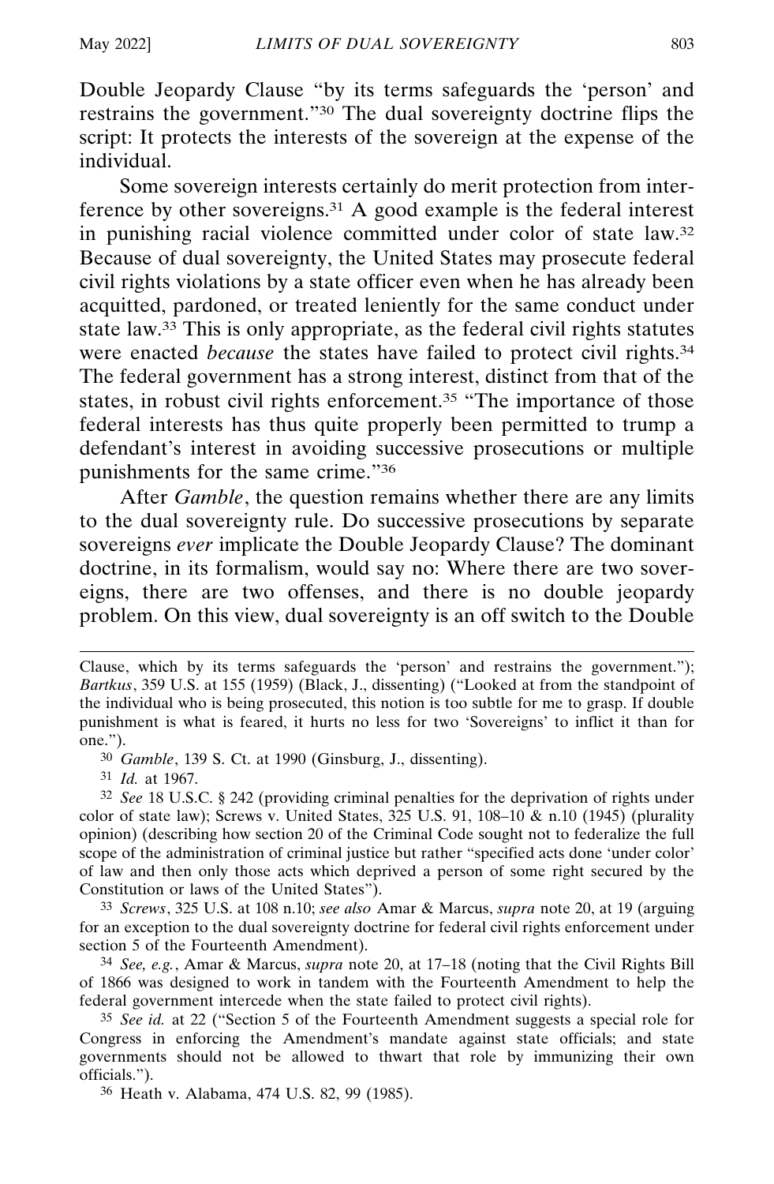Double Jeopardy Clause "by its terms safeguards the 'person' and restrains the government."[30] The dual sovereignty doctrine flips the script: It protects the interests of the sovereign at the expense of the individual.

Some sovereign interests certainly do merit protection from interference by other sovereigns.[31] A good example is the federal interest in punishing racial violence committed under color of state law.[32] Because of dual sovereignty, the United States may prosecute federal civil rights violations by a state officer even when he has already been acquitted, pardoned, or treated leniently for the same conduct under state law.[33] This is only appropriate, as the federal civil rights statutes were enacted *because* the states have failed to protect civil rights.[34] The federal government has a strong interest, distinct from that of the states, in robust civil rights enforcement.[35] "The importance of those federal interests has thus quite properly been permitted to trump a defendant's interest in avoiding successive prosecutions or multiple punishments for the same crime."[36]

After *Gamble*, the question remains whether there are any limits to the dual sovereignty rule. Do successive prosecutions by separate sovereigns *ever* implicate the Double Jeopardy Clause? The dominant doctrine, in its formalism, would say no: Where there are two sovereigns, there are two offenses, and there is no double jeopardy problem. On this view, dual sovereignty is an off switch to the Double

---

Clause, which by its terms safeguards the 'person' and restrains the government."); *Bartkus*, 359 U.S. at 155 (1959) (Black, J., dissenting) ("Looked at from the standpoint of the individual who is being prosecuted, this notion is too subtle for me to grasp. If double punishment is what is feared, it hurts no less for two 'Sovereigns' to inflict it than for one.").

[30] *Gamble*, 139 S. Ct. at 1990 (Ginsburg, J., dissenting).

[31] *Id.* at 1967.

[32] *See* 18 U.S.C. § 242 (providing criminal penalties for the deprivation of rights under color of state law); Screws v. United States, 325 U.S. 91, 108–10 & n.10 (1945) (plurality opinion) (describing how section 20 of the Criminal Code sought not to federalize the full scope of the administration of criminal justice but rather "specified acts done 'under color' of law and then only those acts which deprived a person of some right secured by the Constitution or laws of the United States").

[33] *Screws*, 325 U.S. at 108 n.10; *see also* Amar & Marcus, *supra* note 20, at 19 (arguing for an exception to the dual sovereignty doctrine for federal civil rights enforcement under section 5 of the Fourteenth Amendment).

[34] *See, e.g.*, Amar & Marcus, *supra* note 20, at 17–18 (noting that the Civil Rights Bill of 1866 was designed to work in tandem with the Fourteenth Amendment to help the federal government intercede when the state failed to protect civil rights).

[35] *See id.* at 22 ("Section 5 of the Fourteenth Amendment suggests a special role for Congress in enforcing the Amendment's mandate against state officials; and state governments should not be allowed to thwart that role by immunizing their own officials.").

[36] Heath v. Alabama, 474 U.S. 82, 99 (1985).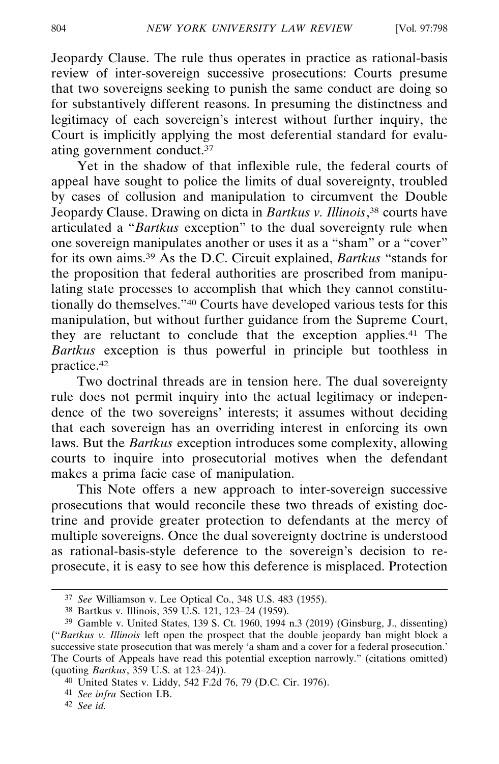Jeopardy Clause. The rule thus operates in practice as rational-basis review of inter-sovereign successive prosecutions: Courts presume that two sovereigns seeking to punish the same conduct are doing so for substantively different reasons. In presuming the distinctness and legitimacy of each sovereign's interest without further inquiry, the Court is implicitly applying the most deferential standard for evaluating government conduct.[37]

Yet in the shadow of that inflexible rule, the federal courts of appeal have sought to police the limits of dual sovereignty, troubled by cases of collusion and manipulation to circumvent the Double Jeopardy Clause. Drawing on dicta in *Bartkus v. Illinois*,[38] courts have articulated a "*Bartkus* exception" to the dual sovereignty rule when one sovereign manipulates another or uses it as a "sham" or a "cover" for its own aims.[39] As the D.C. Circuit explained, *Bartkus* "stands for the proposition that federal authorities are proscribed from manipulating state processes to accomplish that which they cannot constitutionally do themselves."[40] Courts have developed various tests for this manipulation, but without further guidance from the Supreme Court, they are reluctant to conclude that the exception applies.[41] The *Bartkus* exception is thus powerful in principle but toothless in practice.[42]

Two doctrinal threads are in tension here. The dual sovereignty rule does not permit inquiry into the actual legitimacy or independence of the two sovereigns' interests; it assumes without deciding that each sovereign has an overriding interest in enforcing its own laws. But the *Bartkus* exception introduces some complexity, allowing courts to inquire into prosecutorial motives when the defendant makes a prima facie case of manipulation.

This Note offers a new approach to inter-sovereign successive prosecutions that would reconcile these two threads of existing doctrine and provide greater protection to defendants at the mercy of multiple sovereigns. Once the dual sovereignty doctrine is understood as rational-basis-style deference to the sovereign's decision to re-prosecute, it is easy to see how this deference is misplaced. Protection

---

[37] *See* Williamson v. Lee Optical Co., 348 U.S. 483 (1955).

[38] Bartkus v. Illinois, 359 U.S. 121, 123–24 (1959).

[39] Gamble v. United States, 139 S. Ct. 1960, 1994 n.3 (2019) (Ginsburg, J., dissenting) ("*Bartkus v. Illinois* left open the prospect that the double jeopardy ban might block a successive state prosecution that was merely 'a sham and a cover for a federal prosecution.' The Courts of Appeals have read this potential exception narrowly." (citations omitted) (quoting *Bartkus*, 359 U.S. at 123–24)).

[40] United States v. Liddy, 542 F.2d 76, 79 (D.C. Cir. 1976).

[41] *See infra* Section I.B.

[42] *See id.*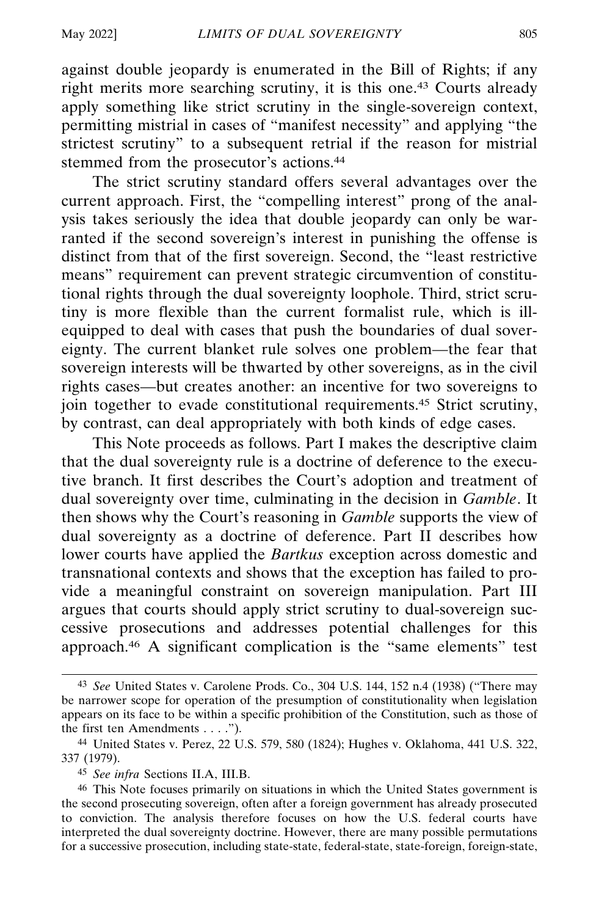against double jeopardy is enumerated in the Bill of Rights; if any right merits more searching scrutiny, it is this one.[43] Courts already apply something like strict scrutiny in the single-sovereign context, permitting mistrial in cases of "manifest necessity" and applying "the strictest scrutiny" to a subsequent retrial if the reason for mistrial stemmed from the prosecutor's actions.[44]

The strict scrutiny standard offers several advantages over the current approach. First, the "compelling interest" prong of the analysis takes seriously the idea that double jeopardy can only be warranted if the second sovereign's interest in punishing the offense is distinct from that of the first sovereign. Second, the "least restrictive means" requirement can prevent strategic circumvention of constitutional rights through the dual sovereignty loophole. Third, strict scrutiny is more flexible than the current formalist rule, which is ill-equipped to deal with cases that push the boundaries of dual sovereignty. The current blanket rule solves one problem—the fear that sovereign interests will be thwarted by other sovereigns, as in the civil rights cases—but creates another: an incentive for two sovereigns to join together to evade constitutional requirements.[45] Strict scrutiny, by contrast, can deal appropriately with both kinds of edge cases.

This Note proceeds as follows. Part I makes the descriptive claim that the dual sovereignty rule is a doctrine of deference to the executive branch. It first describes the Court's adoption and treatment of dual sovereignty over time, culminating in the decision in *Gamble*. It then shows why the Court's reasoning in *Gamble* supports the view of dual sovereignty as a doctrine of deference. Part II describes how lower courts have applied the *Bartkus* exception across domestic and transnational contexts and shows that the exception has failed to provide a meaningful constraint on sovereign manipulation. Part III argues that courts should apply strict scrutiny to dual-sovereign successive prosecutions and addresses potential challenges for this approach.[46] A significant complication is the "same elements" test

---

[43] *See* United States v. Carolene Prods. Co., 304 U.S. 144, 152 n.4 (1938) ("There may be narrower scope for operation of the presumption of constitutionality when legislation appears on its face to be within a specific prohibition of the Constitution, such as those of the first ten Amendments . . . .").

[44] United States v. Perez, 22 U.S. 579, 580 (1824); Hughes v. Oklahoma, 441 U.S. 322, 337 (1979).

[45] *See infra* Sections II.A, III.B.

[46] This Note focuses primarily on situations in which the United States government is the second prosecuting sovereign, often after a foreign government has already prosecuted to conviction. The analysis therefore focuses on how the U.S. federal courts have interpreted the dual sovereignty doctrine. However, there are many possible permutations for a successive prosecution, including state-state, federal-state, state-foreign, foreign-state,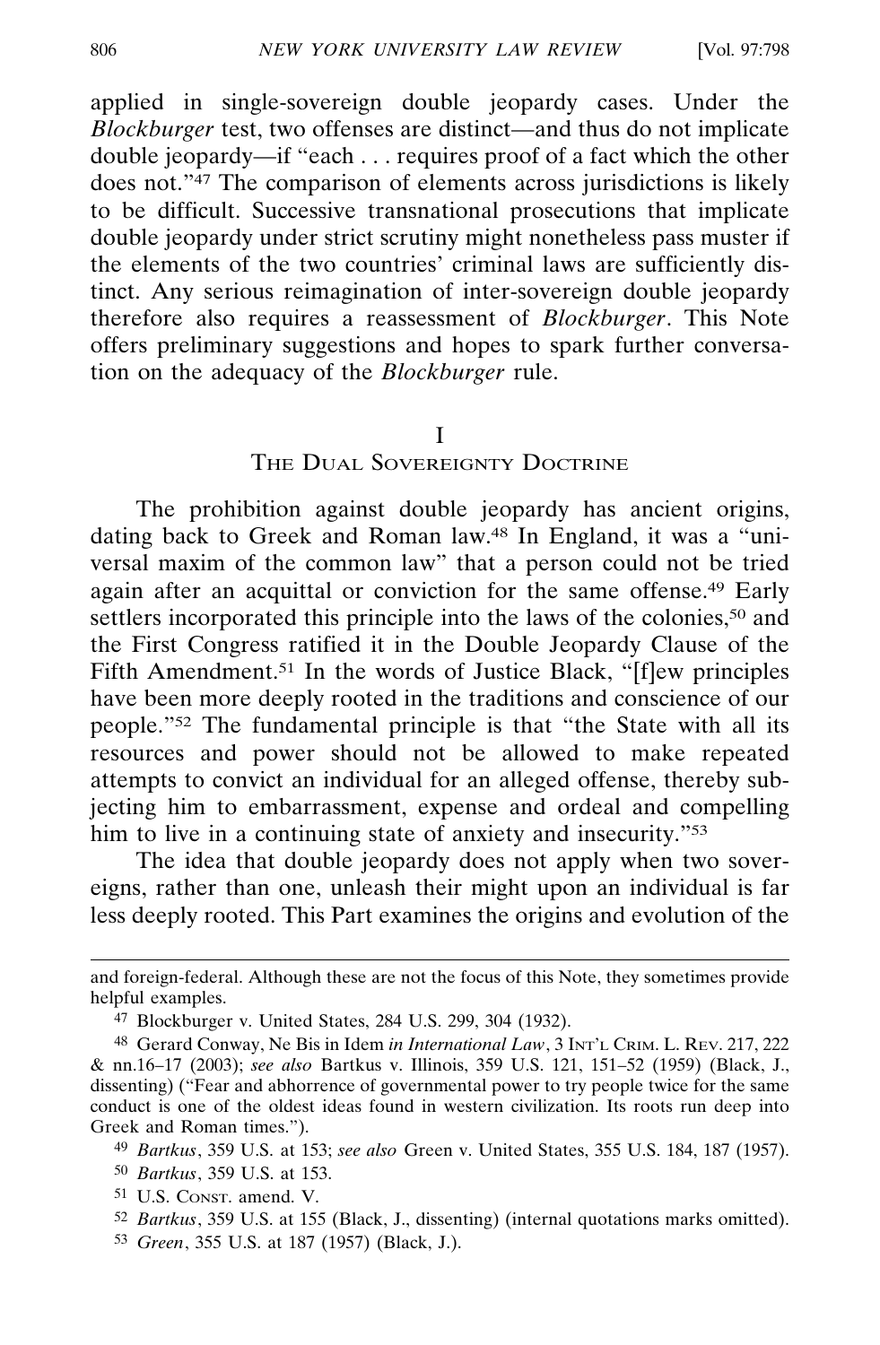applied in single-sovereign double jeopardy cases. Under the *Blockburger* test, two offenses are distinct—and thus do not implicate double jeopardy—if "each . . . requires proof of a fact which the other does not."[47] The comparison of elements across jurisdictions is likely to be difficult. Successive transnational prosecutions that implicate double jeopardy under strict scrutiny might nonetheless pass muster if the elements of the two countries' criminal laws are sufficiently distinct. Any serious reimagination of inter-sovereign double jeopardy therefore also requires a reassessment of *Blockburger*. This Note offers preliminary suggestions and hopes to spark further conversation on the adequacy of the *Blockburger* rule.

# I
# THE DUAL SOVEREIGNTY DOCTRINE

The prohibition against double jeopardy has ancient origins, dating back to Greek and Roman law.[48] In England, it was a "universal maxim of the common law" that a person could not be tried again after an acquittal or conviction for the same offense.[49] Early settlers incorporated this principle into the laws of the colonies,[50] and the First Congress ratified it in the Double Jeopardy Clause of the Fifth Amendment.[51] In the words of Justice Black, "[f]ew principles have been more deeply rooted in the traditions and conscience of our people."[52] The fundamental principle is that "the State with all its resources and power should not be allowed to make repeated attempts to convict an individual for an alleged offense, thereby subjecting him to embarrassment, expense and ordeal and compelling him to live in a continuing state of anxiety and insecurity."[53]

The idea that double jeopardy does not apply when two sovereigns, rather than one, unleash their might upon an individual is far less deeply rooted. This Part examines the origins and evolution of the

---

and foreign-federal. Although these are not the focus of this Note, they sometimes provide helpful examples.

[47] Blockburger v. United States, 284 U.S. 299, 304 (1932).

[48] Gerard Conway, Ne Bis in Idem *in International Law*, 3 INT'L CRIM. L. REV. 217, 222 & nn.16–17 (2003); *see also* Bartkus v. Illinois, 359 U.S. 121, 151–52 (1959) (Black, J., dissenting) ("Fear and abhorrence of governmental power to try people twice for the same conduct is one of the oldest ideas found in western civilization. Its roots run deep into Greek and Roman times.").

[49] *Bartkus*, 359 U.S. at 153; *see also* Green v. United States, 355 U.S. 184, 187 (1957).

[50] *Bartkus*, 359 U.S. at 153.

[51] U.S. CONST. amend. V.

[52] *Bartkus*, 359 U.S. at 155 (Black, J., dissenting) (internal quotations marks omitted).

[53] *Green*, 355 U.S. at 187 (1957) (Black, J.).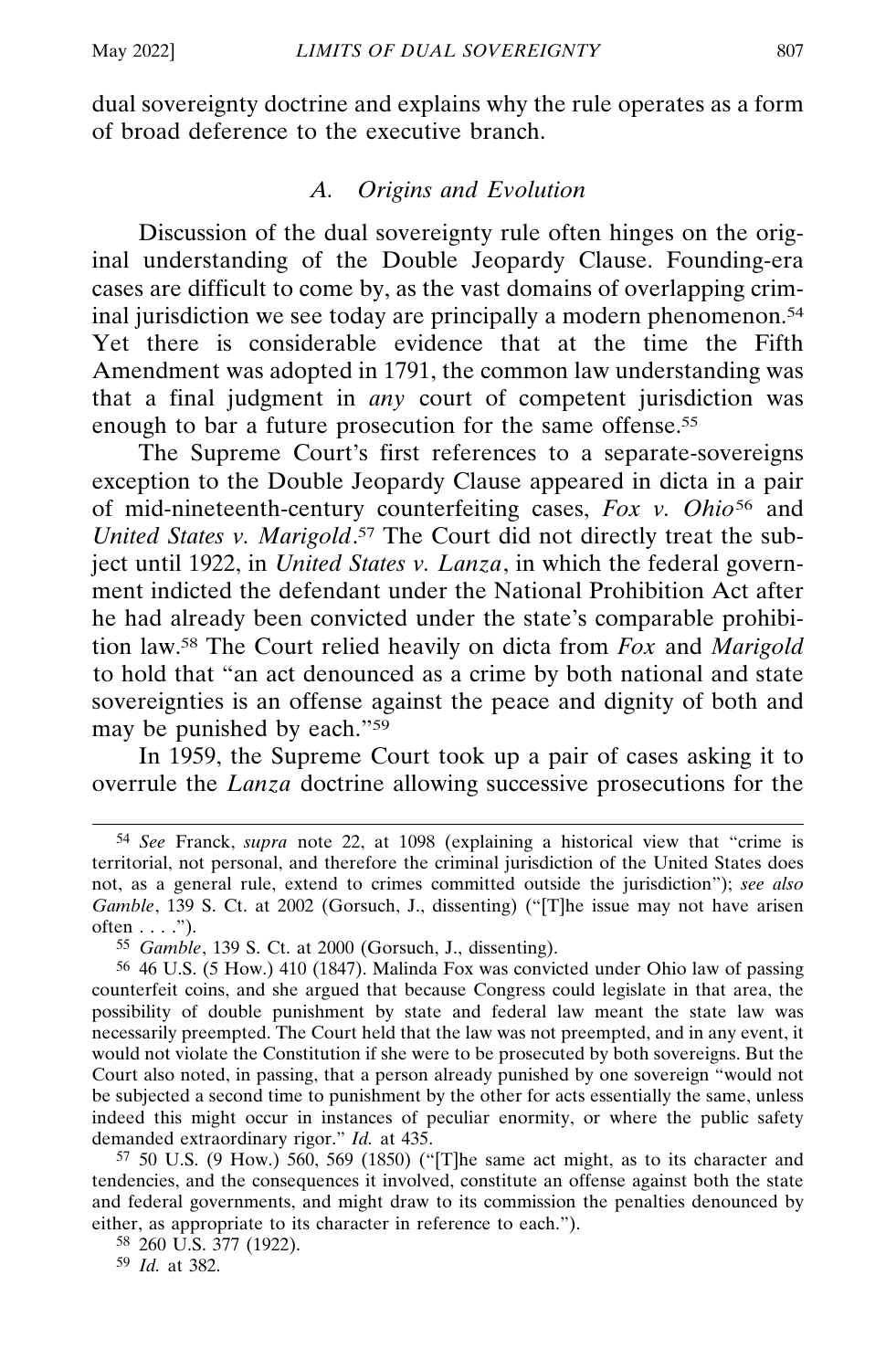dual sovereignty doctrine and explains why the rule operates as a form of broad deference to the executive branch.

### A. *Origins and Evolution*

Discussion of the dual sovereignty rule often hinges on the original understanding of the Double Jeopardy Clause. Founding-era cases are difficult to come by, as the vast domains of overlapping criminal jurisdiction we see today are principally a modern phenomenon.[54] Yet there is considerable evidence that at the time the Fifth Amendment was adopted in 1791, the common law understanding was that a final judgment in *any* court of competent jurisdiction was enough to bar a future prosecution for the same offense.[55]

The Supreme Court's first references to a separate-sovereigns exception to the Double Jeopardy Clause appeared in dicta in a pair of mid-nineteenth-century counterfeiting cases, *Fox v. Ohio*[56] and *United States v. Marigold*.[57] The Court did not directly treat the subject until 1922, in *United States v. Lanza*, in which the federal government indicted the defendant under the National Prohibition Act after he had already been convicted under the state's comparable prohibition law.[58] The Court relied heavily on dicta from *Fox* and *Marigold* to hold that "an act denounced as a crime by both national and state sovereignties is an offense against the peace and dignity of both and may be punished by each."[59]

In 1959, the Supreme Court took up a pair of cases asking it to overrule the *Lanza* doctrine allowing successive prosecutions for the

---

[54] *See* Franck, *supra* note 22, at 1098 (explaining a historical view that "crime is territorial, not personal, and therefore the criminal jurisdiction of the United States does not, as a general rule, extend to crimes committed outside the jurisdiction"); *see also Gamble*, 139 S. Ct. at 2002 (Gorsuch, J., dissenting) ("[T]he issue may not have arisen often . . . .").

[55] *Gamble*, 139 S. Ct. at 2000 (Gorsuch, J., dissenting).

[56] 46 U.S. (5 How.) 410 (1847). Malinda Fox was convicted under Ohio law of passing counterfeit coins, and she argued that because Congress could legislate in that area, the possibility of double punishment by state and federal law meant the state law was necessarily preempted. The Court held that the law was not preempted, and in any event, it would not violate the Constitution if she were to be prosecuted by both sovereigns. But the Court also noted, in passing, that a person already punished by one sovereign "would not be subjected a second time to punishment by the other for acts essentially the same, unless indeed this might occur in instances of peculiar enormity, or where the public safety demanded extraordinary rigor." *Id.* at 435.

[57] 50 U.S. (9 How.) 560, 569 (1850) ("[T]he same act might, as to its character and tendencies, and the consequences it involved, constitute an offense against both the state and federal governments, and might draw to its commission the penalties denounced by either, as appropriate to its character in reference to each.").

[58] 260 U.S. 377 (1922).

[59] *Id.* at 382.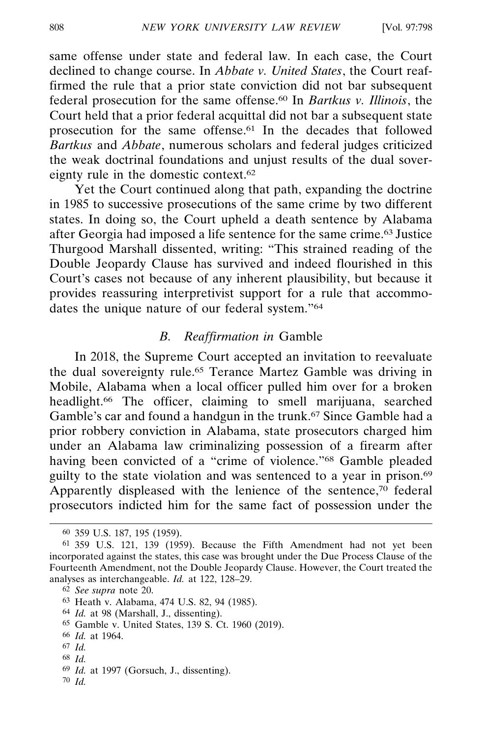same offense under state and federal law. In each case, the Court declined to change course. In *Abbate v. United States*, the Court reaffirmed the rule that a prior state conviction did not bar subsequent federal prosecution for the same offense.[60] In *Bartkus v. Illinois*, the Court held that a prior federal acquittal did not bar a subsequent state prosecution for the same offense.[61] In the decades that followed *Bartkus* and *Abbate*, numerous scholars and federal judges criticized the weak doctrinal foundations and unjust results of the dual sovereignty rule in the domestic context.[62]

Yet the Court continued along that path, expanding the doctrine in 1985 to successive prosecutions of the same crime by two different states. In doing so, the Court upheld a death sentence by Alabama after Georgia had imposed a life sentence for the same crime.[63] Justice Thurgood Marshall dissented, writing: "This strained reading of the Double Jeopardy Clause has survived and indeed flourished in this Court's cases not because of any inherent plausibility, but because it provides reassuring interpretivist support for a rule that accommodates the unique nature of our federal system."[64]

### *B. Reaffirmation in* Gamble

In 2018, the Supreme Court accepted an invitation to reevaluate the dual sovereignty rule.[65] Terance Martez Gamble was driving in Mobile, Alabama when a local officer pulled him over for a broken headlight.[66] The officer, claiming to smell marijuana, searched Gamble's car and found a handgun in the trunk.[67] Since Gamble had a prior robbery conviction in Alabama, state prosecutors charged him under an Alabama law criminalizing possession of a firearm after having been convicted of a "crime of violence."[68] Gamble pleaded guilty to the state violation and was sentenced to a year in prison.[69] Apparently displeased with the lenience of the sentence,[70] federal prosecutors indicted him for the same fact of possession under the

---

[60] 359 U.S. 187, 195 (1959).

[61] 359 U.S. 121, 139 (1959). Because the Fifth Amendment had not yet been incorporated against the states, this case was brought under the Due Process Clause of the Fourteenth Amendment, not the Double Jeopardy Clause. However, the Court treated the analyses as interchangeable. *Id.* at 122, 128–29.

[62] *See supra* note 20.

[63] Heath v. Alabama, 474 U.S. 82, 94 (1985).

[64] *Id.* at 98 (Marshall, J., dissenting).

[65] Gamble v. United States, 139 S. Ct. 1960 (2019).

[66] *Id.* at 1964.

[67] *Id.*

[68] *Id.*

[69] *Id.* at 1997 (Gorsuch, J., dissenting).

[70] *Id.*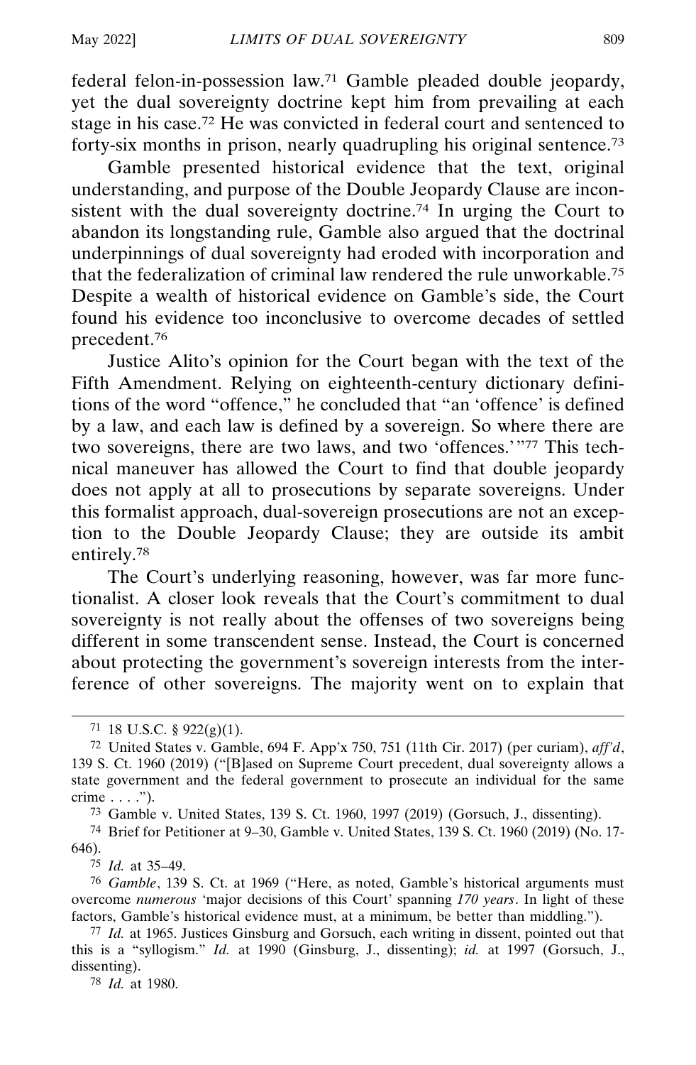federal felon-in-possession law.[71] Gamble pleaded double jeopardy, yet the dual sovereignty doctrine kept him from prevailing at each stage in his case.[72] He was convicted in federal court and sentenced to forty-six months in prison, nearly quadrupling his original sentence.[73]

Gamble presented historical evidence that the text, original understanding, and purpose of the Double Jeopardy Clause are inconsistent with the dual sovereignty doctrine.[74] In urging the Court to abandon its longstanding rule, Gamble also argued that the doctrinal underpinnings of dual sovereignty had eroded with incorporation and that the federalization of criminal law rendered the rule unworkable.[75] Despite a wealth of historical evidence on Gamble's side, the Court found his evidence too inconclusive to overcome decades of settled precedent.[76]

Justice Alito's opinion for the Court began with the text of the Fifth Amendment. Relying on eighteenth-century dictionary definitions of the word "offence," he concluded that "an 'offence' is defined by a law, and each law is defined by a sovereign. So where there are two sovereigns, there are two laws, and two 'offences.'"[77] This technical maneuver has allowed the Court to find that double jeopardy does not apply at all to prosecutions by separate sovereigns. Under this formalist approach, dual-sovereign prosecutions are not an exception to the Double Jeopardy Clause; they are outside its ambit entirely.[78]

The Court's underlying reasoning, however, was far more functionalist. A closer look reveals that the Court's commitment to dual sovereignty is not really about the offenses of two sovereigns being different in some transcendent sense. Instead, the Court is concerned about protecting the government's sovereign interests from the interference of other sovereigns. The majority went on to explain that

---

[71] 18 U.S.C. § 922(g)(1).

[72] United States v. Gamble, 694 F. App'x 750, 751 (11th Cir. 2017) (per curiam), *aff'd*, 139 S. Ct. 1960 (2019) ("[B]ased on Supreme Court precedent, dual sovereignty allows a state government and the federal government to prosecute an individual for the same crime . . . .").

[73] Gamble v. United States, 139 S. Ct. 1960, 1997 (2019) (Gorsuch, J., dissenting).

[74] Brief for Petitioner at 9–30, Gamble v. United States, 139 S. Ct. 1960 (2019) (No. 17-646).

[75] *Id.* at 35–49.

[76] *Gamble*, 139 S. Ct. at 1969 ("Here, as noted, Gamble's historical arguments must overcome *numerous* 'major decisions of this Court' spanning *170 years*. In light of these factors, Gamble's historical evidence must, at a minimum, be better than middling.").

[77] *Id.* at 1965. Justices Ginsburg and Gorsuch, each writing in dissent, pointed out that this is a "syllogism." *Id.* at 1990 (Ginsburg, J., dissenting); *id.* at 1997 (Gorsuch, J., dissenting).

[78] *Id.* at 1980.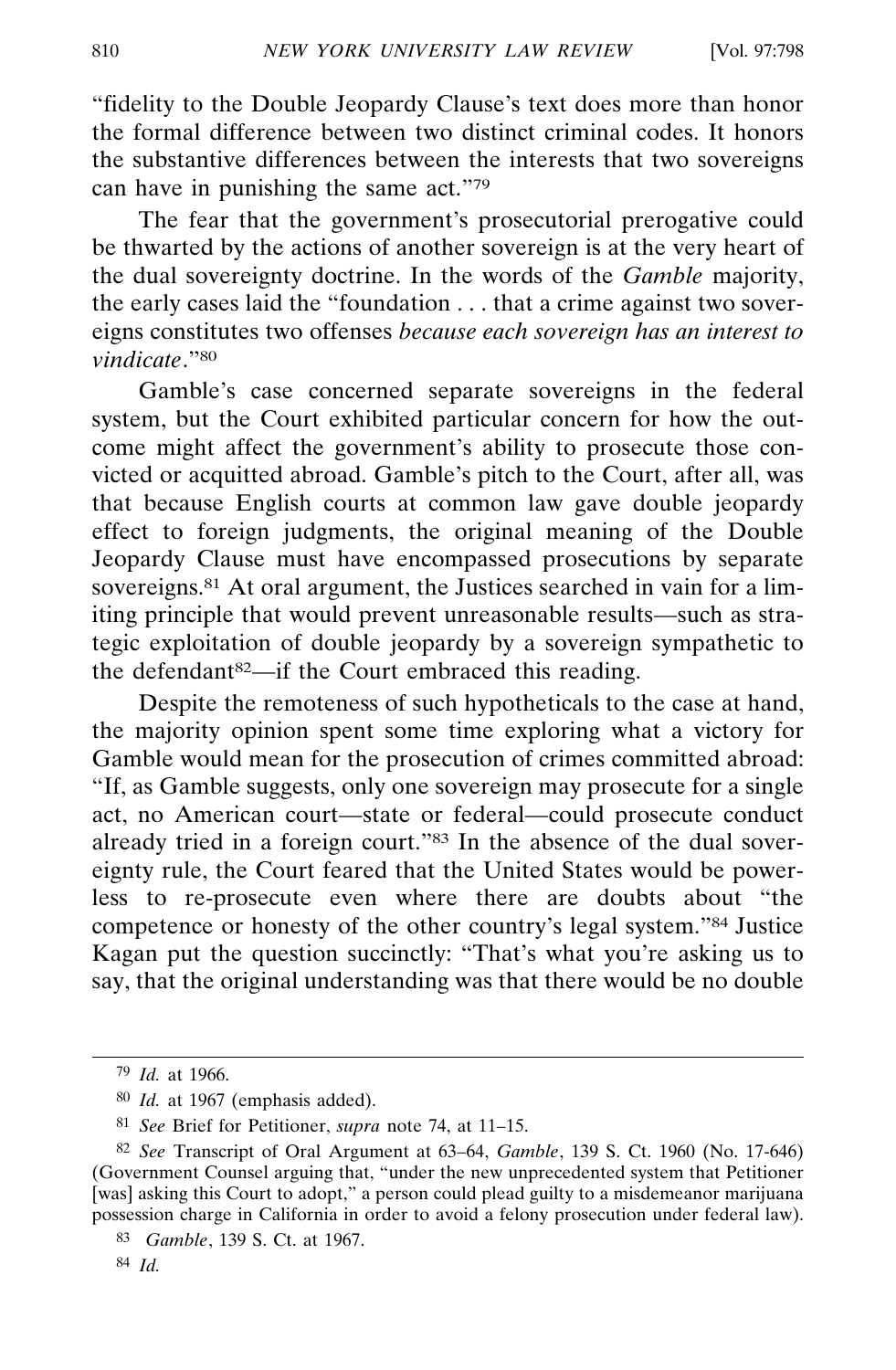"fidelity to the Double Jeopardy Clause's text does more than honor the formal difference between two distinct criminal codes. It honors the substantive differences between the interests that two sovereigns can have in punishing the same act."[79]

The fear that the government's prosecutorial prerogative could be thwarted by the actions of another sovereign is at the very heart of the dual sovereignty doctrine. In the words of the *Gamble* majority, the early cases laid the "foundation . . . that a crime against two sovereigns constitutes two offenses *because each sovereign has an interest to vindicate*."[80]

Gamble's case concerned separate sovereigns in the federal system, but the Court exhibited particular concern for how the outcome might affect the government's ability to prosecute those convicted or acquitted abroad. Gamble's pitch to the Court, after all, was that because English courts at common law gave double jeopardy effect to foreign judgments, the original meaning of the Double Jeopardy Clause must have encompassed prosecutions by separate sovereigns.[81] At oral argument, the Justices searched in vain for a limiting principle that would prevent unreasonable results—such as strategic exploitation of double jeopardy by a sovereign sympathetic to the defendant[82]—if the Court embraced this reading.

Despite the remoteness of such hypotheticals to the case at hand, the majority opinion spent some time exploring what a victory for Gamble would mean for the prosecution of crimes committed abroad: "If, as Gamble suggests, only one sovereign may prosecute for a single act, no American court—state or federal—could prosecute conduct already tried in a foreign court."[83] In the absence of the dual sovereignty rule, the Court feared that the United States would be powerless to re-prosecute even where there are doubts about "the competence or honesty of the other country's legal system."[84] Justice Kagan put the question succinctly: "That's what you're asking us to say, that the original understanding was that there would be no double

---

[79] *Id.* at 1966.

[80] *Id.* at 1967 (emphasis added).

[81] *See* Brief for Petitioner, *supra* note 74, at 11–15.

[82] *See* Transcript of Oral Argument at 63–64, *Gamble*, 139 S. Ct. 1960 (No. 17-646) (Government Counsel arguing that, "under the new unprecedented system that Petitioner [was] asking this Court to adopt," a person could plead guilty to a misdemeanor marijuana possession charge in California in order to avoid a felony prosecution under federal law).

[83] *Gamble*, 139 S. Ct. at 1967.

[84] *Id.*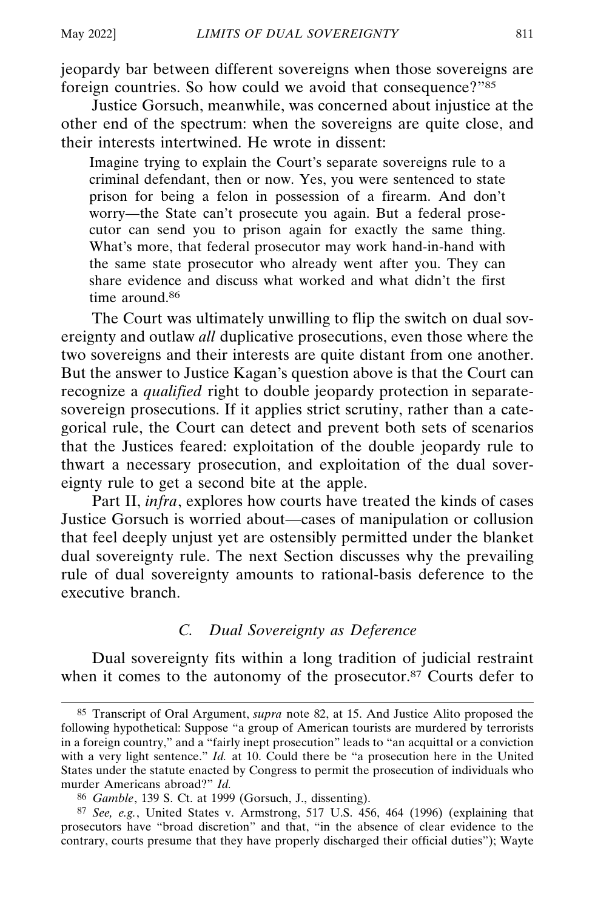jeopardy bar between different sovereigns when those sovereigns are foreign countries. So how could we avoid that consequence?"[85]

Justice Gorsuch, meanwhile, was concerned about injustice at the other end of the spectrum: when the sovereigns are quite close, and their interests intertwined. He wrote in dissent:

> Imagine trying to explain the Court's separate sovereigns rule to a criminal defendant, then or now. Yes, you were sentenced to state prison for being a felon in possession of a firearm. And don't worry—the State can't prosecute you again. But a federal prosecutor can send you to prison again for exactly the same thing. What's more, that federal prosecutor may work hand-in-hand with the same state prosecutor who already went after you. They can share evidence and discuss what worked and what didn't the first time around.[86]

The Court was ultimately unwilling to flip the switch on dual sovereignty and outlaw *all* duplicative prosecutions, even those where the two sovereigns and their interests are quite distant from one another. But the answer to Justice Kagan's question above is that the Court can recognize a *qualified* right to double jeopardy protection in separate-sovereign prosecutions. If it applies strict scrutiny, rather than a categorical rule, the Court can detect and prevent both sets of scenarios that the Justices feared: exploitation of the double jeopardy rule to thwart a necessary prosecution, and exploitation of the dual sovereignty rule to get a second bite at the apple.

Part II, *infra*, explores how courts have treated the kinds of cases Justice Gorsuch is worried about—cases of manipulation or collusion that feel deeply unjust yet are ostensibly permitted under the blanket dual sovereignty rule. The next Section discusses why the prevailing rule of dual sovereignty amounts to rational-basis deference to the executive branch.

### *C. Dual Sovereignty as Deference*

Dual sovereignty fits within a long tradition of judicial restraint when it comes to the autonomy of the prosecutor.[87] Courts defer to

---

[85] Transcript of Oral Argument, *supra* note 82, at 15. And Justice Alito proposed the following hypothetical: Suppose "a group of American tourists are murdered by terrorists in a foreign country," and a "fairly inept prosecution" leads to "an acquittal or a conviction with a very light sentence." *Id.* at 10. Could there be "a prosecution here in the United States under the statute enacted by Congress to permit the prosecution of individuals who murder Americans abroad?" *Id.*

[86] *Gamble*, 139 S. Ct. at 1999 (Gorsuch, J., dissenting).

[87] *See, e.g.*, United States v. Armstrong, 517 U.S. 456, 464 (1996) (explaining that prosecutors have "broad discretion" and that, "in the absence of clear evidence to the contrary, courts presume that they have properly discharged their official duties"); Wayte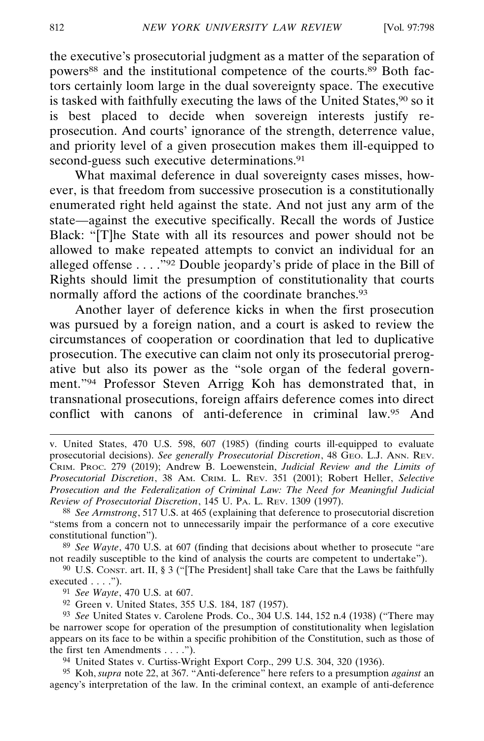the executive's prosecutorial judgment as a matter of the separation of powers[88] and the institutional competence of the courts.[89] Both factors certainly loom large in the dual sovereignty space. The executive is tasked with faithfully executing the laws of the United States,[90] so it is best placed to decide when sovereign interests justify re-prosecution. And courts' ignorance of the strength, deterrence value, and priority level of a given prosecution makes them ill-equipped to second-guess such executive determinations.[91]

What maximal deference in dual sovereignty cases misses, however, is that freedom from successive prosecution is a constitutionally enumerated right held against the state. And not just any arm of the state—against the executive specifically. Recall the words of Justice Black: "[T]he State with all its resources and power should not be allowed to make repeated attempts to convict an individual for an alleged offense . . . ."[92] Double jeopardy's pride of place in the Bill of Rights should limit the presumption of constitutionality that courts normally afford the actions of the coordinate branches.[93]

Another layer of deference kicks in when the first prosecution was pursued by a foreign nation, and a court is asked to review the circumstances of cooperation or coordination that led to duplicative prosecution. The executive can claim not only its prosecutorial prerogative but also its power as the "sole organ of the federal government."[94] Professor Steven Arrigg Koh has demonstrated that, in transnational prosecutions, foreign affairs deference comes into direct conflict with canons of anti-deference in criminal law.[95] And

---

v. United States, 470 U.S. 598, 607 (1985) (finding courts ill-equipped to evaluate prosecutorial decisions). *See generally Prosecutorial Discretion*, 48 GEO. L.J. ANN. REV. CRIM. PROC. 279 (2019); Andrew B. Loewenstein, *Judicial Review and the Limits of Prosecutorial Discretion*, 38 AM. CRIM. L. REV. 351 (2001); Robert Heller, *Selective Prosecution and the Federalization of Criminal Law: The Need for Meaningful Judicial Review of Prosecutorial Discretion*, 145 U. PA. L. REV. 1309 (1997).

88 *See Armstrong*, 517 U.S. at 465 (explaining that deference to prosecutorial discretion "stems from a concern not to unnecessarily impair the performance of a core executive constitutional function").

89 *See Wayte*, 470 U.S. at 607 (finding that decisions about whether to prosecute "are not readily susceptible to the kind of analysis the courts are competent to undertake").

90 U.S. CONST. art. II, § 3 ("[The President] shall take Care that the Laws be faithfully executed . . . .").

91 *See Wayte*, 470 U.S. at 607.

92 Green v. United States, 355 U.S. 184, 187 (1957).

93 *See* United States v. Carolene Prods. Co., 304 U.S. 144, 152 n.4 (1938) ("There may be narrower scope for operation of the presumption of constitutionality when legislation appears on its face to be within a specific prohibition of the Constitution, such as those of the first ten Amendments . . . .").

94 United States v. Curtiss-Wright Export Corp., 299 U.S. 304, 320 (1936).

95 Koh, *supra* note 22, at 367. "Anti-deference" here refers to a presumption *against* an agency's interpretation of the law. In the criminal context, an example of anti-deference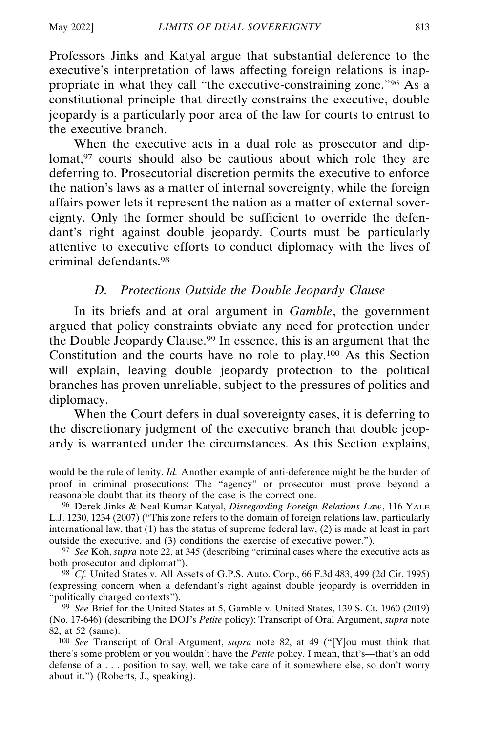Professors Jinks and Katyal argue that substantial deference to the executive's interpretation of laws affecting foreign relations is inappropriate in what they call "the executive-constraining zone."[96] As a constitutional principle that directly constrains the executive, double jeopardy is a particularly poor area of the law for courts to entrust to the executive branch.

When the executive acts in a dual role as prosecutor and diplomat,[97] courts should also be cautious about which role they are deferring to. Prosecutorial discretion permits the executive to enforce the nation's laws as a matter of internal sovereignty, while the foreign affairs power lets it represent the nation as a matter of external sovereignty. Only the former should be sufficient to override the defendant's right against double jeopardy. Courts must be particularly attentive to executive efforts to conduct diplomacy with the lives of criminal defendants.[98]

### *D. Protections Outside the Double Jeopardy Clause*

In its briefs and at oral argument in *Gamble*, the government argued that policy constraints obviate any need for protection under the Double Jeopardy Clause.[99] In essence, this is an argument that the Constitution and the courts have no role to play.[100] As this Section will explain, leaving double jeopardy protection to the political branches has proven unreliable, subject to the pressures of politics and diplomacy.

When the Court defers in dual sovereignty cases, it is deferring to the discretionary judgment of the executive branch that double jeopardy is warranted under the circumstances. As this Section explains,

---

would be the rule of lenity. *Id.* Another example of anti-deference might be the burden of proof in criminal prosecutions: The "agency" or prosecutor must prove beyond a reasonable doubt that its theory of the case is the correct one.

[96] Derek Jinks & Neal Kumar Katyal, *Disregarding Foreign Relations Law*, 116 YALE L.J. 1230, 1234 (2007) ("This zone refers to the domain of foreign relations law, particularly international law, that (1) has the status of supreme federal law, (2) is made at least in part outside the executive, and (3) conditions the exercise of executive power.").

[97] *See* Koh, *supra* note 22, at 345 (describing "criminal cases where the executive acts as both prosecutor and diplomat").

[98] *Cf.* United States v. All Assets of G.P.S. Auto. Corp., 66 F.3d 483, 499 (2d Cir. 1995) (expressing concern when a defendant's right against double jeopardy is overridden in "politically charged contexts").

[99] *See* Brief for the United States at 5, Gamble v. United States, 139 S. Ct. 1960 (2019) (No. 17-646) (describing the DOJ's *Petite* policy); Transcript of Oral Argument, *supra* note 82, at 52 (same).

[100] *See* Transcript of Oral Argument, *supra* note 82, at 49 ("[Y]ou must think that there's some problem or you wouldn't have the *Petite* policy. I mean, that's—that's an odd defense of a . . . position to say, well, we take care of it somewhere else, so don't worry about it.") (Roberts, J., speaking).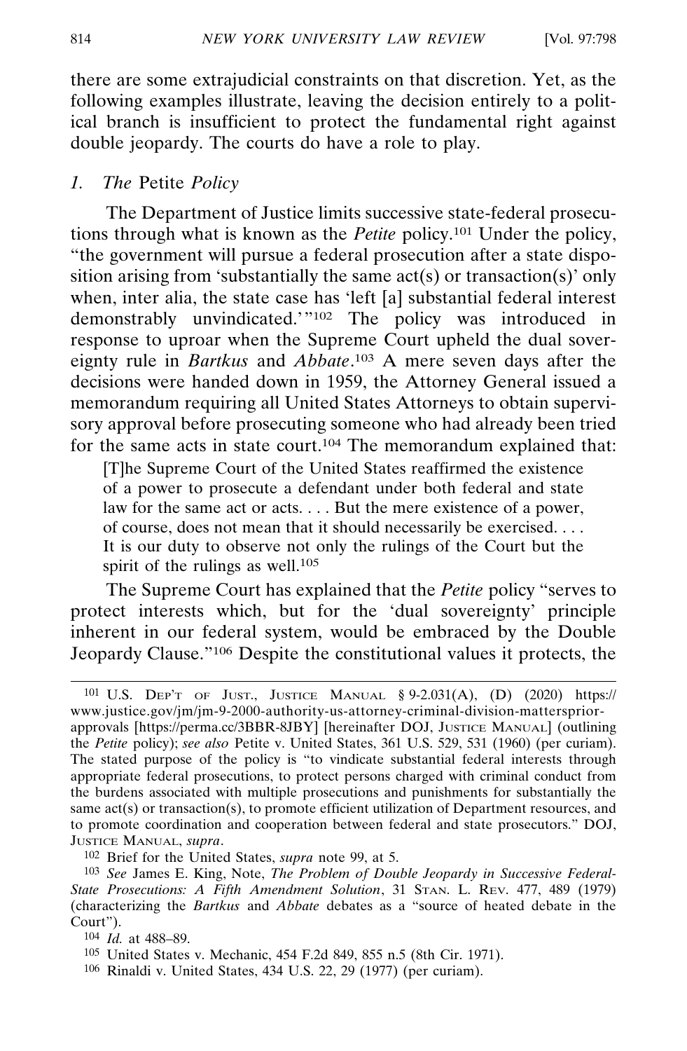there are some extrajudicial constraints on that discretion. Yet, as the following examples illustrate, leaving the decision entirely to a political branch is insufficient to protect the fundamental right against double jeopardy. The courts do have a role to play.

### 1. The *Petite* Policy

The Department of Justice limits successive state-federal prosecutions through what is known as the *Petite* policy.[101] Under the policy, "the government will pursue a federal prosecution after a state disposition arising from 'substantially the same act(s) or transaction(s)' only when, inter alia, the state case has 'left [a] substantial federal interest demonstrably unvindicated.'"[102] The policy was introduced in response to uproar when the Supreme Court upheld the dual sovereignty rule in *Bartkus* and *Abbate*.[103] A mere seven days after the decisions were handed down in 1959, the Attorney General issued a memorandum requiring all United States Attorneys to obtain supervisory approval before prosecuting someone who had already been tried for the same acts in state court.[104] The memorandum explained that:

> [T]he Supreme Court of the United States reaffirmed the existence of a power to prosecute a defendant under both federal and state law for the same act or acts. . . . But the mere existence of a power, of course, does not mean that it should necessarily be exercised. . . . It is our duty to observe not only the rulings of the Court but the spirit of the rulings as well.[105]

The Supreme Court has explained that the *Petite* policy "serves to protect interests which, but for the 'dual sovereignty' principle inherent in our federal system, would be embraced by the Double Jeopardy Clause."[106] Despite the constitutional values it protects, the

---

[101] U.S. DEP'T OF JUST., JUSTICE MANUAL § 9-2.031(A), (D) (2020) https://www.justice.gov/jm/jm-9-2000-authority-us-attorney-criminal-division-mattersprior-approvals [https://perma.cc/3BBR-8JBY] [hereinafter DOJ, JUSTICE MANUAL] (outlining the *Petite* policy); *see also* Petite v. United States, 361 U.S. 529, 531 (1960) (per curiam). The stated purpose of the policy is "to vindicate substantial federal interests through appropriate federal prosecutions, to protect persons charged with criminal conduct from the burdens associated with multiple prosecutions and punishments for substantially the same act(s) or transaction(s), to promote efficient utilization of Department resources, and to promote coordination and cooperation between federal and state prosecutors." DOJ, JUSTICE MANUAL, *supra*.

[102] Brief for the United States, *supra* note 99, at 5.

[103] *See* James E. King, Note, *The Problem of Double Jeopardy in Successive Federal-State Prosecutions: A Fifth Amendment Solution*, 31 STAN. L. REV. 477, 489 (1979) (characterizing the *Bartkus* and *Abbate* debates as a "source of heated debate in the Court").

[104] *Id.* at 488–89.

[105] United States v. Mechanic, 454 F.2d 849, 855 n.5 (8th Cir. 1971).

[106] Rinaldi v. United States, 434 U.S. 22, 29 (1977) (per curiam).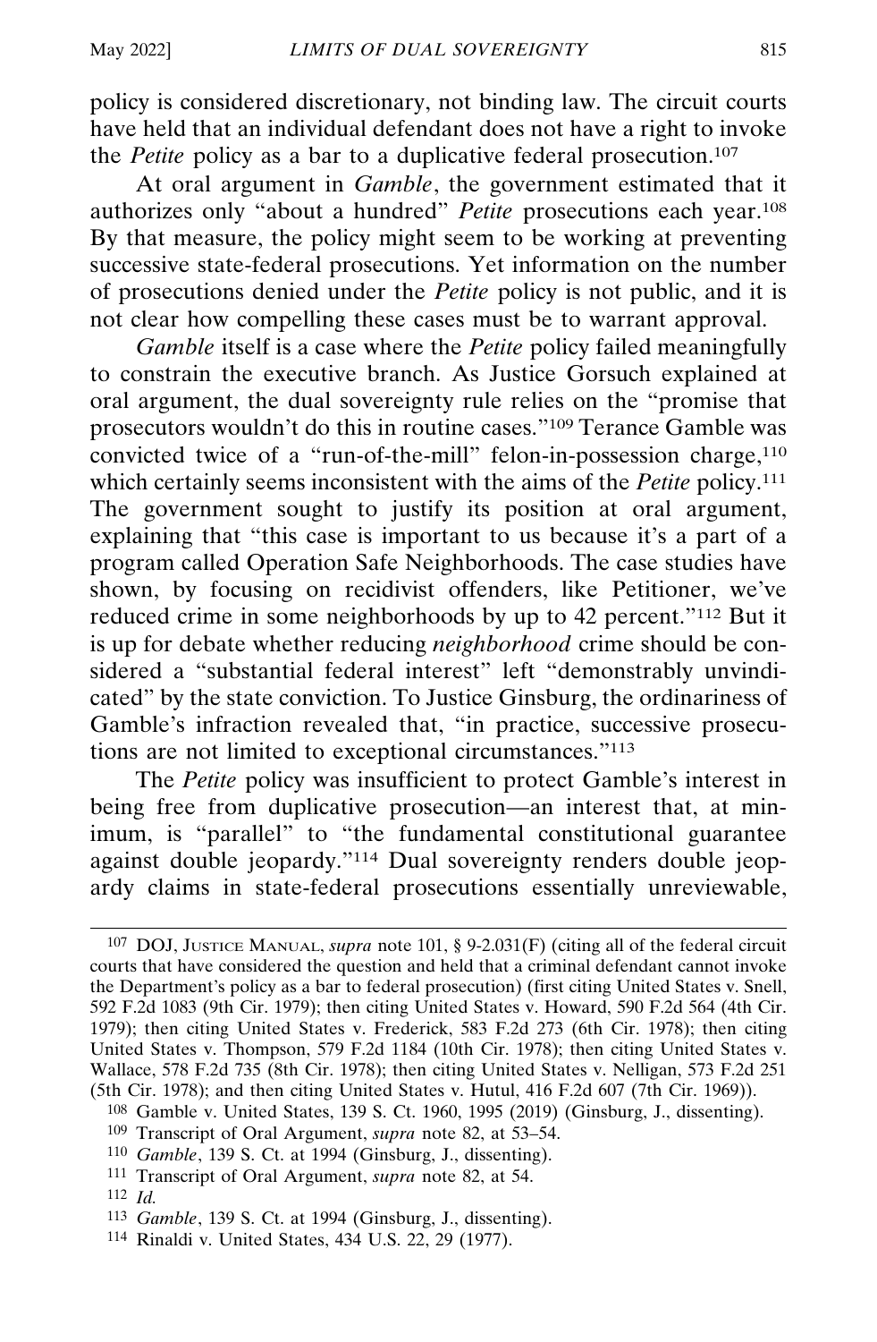policy is considered discretionary, not binding law. The circuit courts have held that an individual defendant does not have a right to invoke the *Petite* policy as a bar to a duplicative federal prosecution.[107]

At oral argument in *Gamble*, the government estimated that it authorizes only "about a hundred" *Petite* prosecutions each year.[108] By that measure, the policy might seem to be working at preventing successive state-federal prosecutions. Yet information on the number of prosecutions denied under the *Petite* policy is not public, and it is not clear how compelling these cases must be to warrant approval.

*Gamble* itself is a case where the *Petite* policy failed meaningfully to constrain the executive branch. As Justice Gorsuch explained at oral argument, the dual sovereignty rule relies on the "promise that prosecutors wouldn't do this in routine cases."[109] Terance Gamble was convicted twice of a "run-of-the-mill" felon-in-possession charge,[110] which certainly seems inconsistent with the aims of the *Petite* policy.[111] The government sought to justify its position at oral argument, explaining that "this case is important to us because it's a part of a program called Operation Safe Neighborhoods. The case studies have shown, by focusing on recidivist offenders, like Petitioner, we've reduced crime in some neighborhoods by up to 42 percent."[112] But it is up for debate whether reducing *neighborhood* crime should be considered a "substantial federal interest" left "demonstrably unvindicated" by the state conviction. To Justice Ginsburg, the ordinariness of Gamble's infraction revealed that, "in practice, successive prosecutions are not limited to exceptional circumstances."[113]

The *Petite* policy was insufficient to protect Gamble's interest in being free from duplicative prosecution—an interest that, at minimum, is "parallel" to "the fundamental constitutional guarantee against double jeopardy."[114] Dual sovereignty renders double jeopardy claims in state-federal prosecutions essentially unreviewable,

---

[107] DOJ, JUSTICE MANUAL, *supra* note 101, § 9-2.031(F) (citing all of the federal circuit courts that have considered the question and held that a criminal defendant cannot invoke the Department's policy as a bar to federal prosecution) (first citing United States v. Snell, 592 F.2d 1083 (9th Cir. 1979); then citing United States v. Howard, 590 F.2d 564 (4th Cir. 1979); then citing United States v. Frederick, 583 F.2d 273 (6th Cir. 1978); then citing United States v. Thompson, 579 F.2d 1184 (10th Cir. 1978); then citing United States v. Wallace, 578 F.2d 735 (8th Cir. 1978); then citing United States v. Nelligan, 573 F.2d 251 (5th Cir. 1978); and then citing United States v. Hutul, 416 F.2d 607 (7th Cir. 1969)).

[108] Gamble v. United States, 139 S. Ct. 1960, 1995 (2019) (Ginsburg, J., dissenting).

[109] Transcript of Oral Argument, *supra* note 82, at 53–54.

[110] *Gamble*, 139 S. Ct. at 1994 (Ginsburg, J., dissenting).

[111] Transcript of Oral Argument, *supra* note 82, at 54.

[112] *Id.*

[113] *Gamble*, 139 S. Ct. at 1994 (Ginsburg, J., dissenting).

[114] Rinaldi v. United States, 434 U.S. 22, 29 (1977).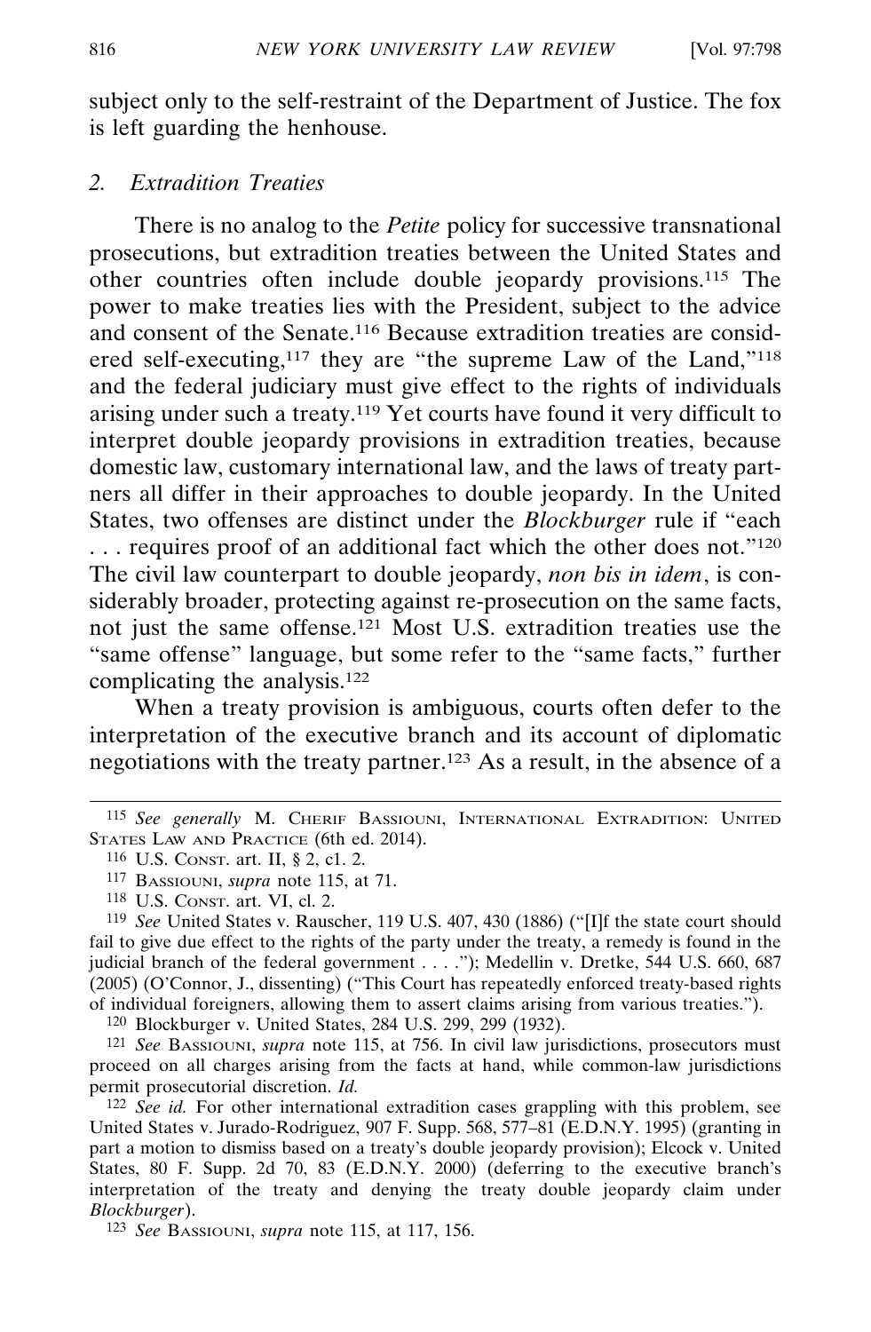subject only to the self-restraint of the Department of Justice. The fox is left guarding the henhouse.

### *2. Extradition Treaties*

There is no analog to the *Petite* policy for successive transnational prosecutions, but extradition treaties between the United States and other countries often include double jeopardy provisions.[115] The power to make treaties lies with the President, subject to the advice and consent of the Senate.[116] Because extradition treaties are considered self-executing,[117] they are "the supreme Law of the Land,"[118] and the federal judiciary must give effect to the rights of individuals arising under such a treaty.[119] Yet courts have found it very difficult to interpret double jeopardy provisions in extradition treaties, because domestic law, customary international law, and the laws of treaty partners all differ in their approaches to double jeopardy. In the United States, two offenses are distinct under the *Blockburger* rule if "each . . . requires proof of an additional fact which the other does not."[120] The civil law counterpart to double jeopardy, *non bis in idem*, is considerably broader, protecting against re-prosecution on the same facts, not just the same offense.[121] Most U.S. extradition treaties use the "same offense" language, but some refer to the "same facts," further complicating the analysis.[122]

When a treaty provision is ambiguous, courts often defer to the interpretation of the executive branch and its account of diplomatic negotiations with the treaty partner.[123] As a result, in the absence of a

---

[115] *See generally* M. Cherif Bassiouni, International Extradition: United States Law and Practice (6th ed. 2014).

[116] U.S. Const. art. II, § 2, cl. 2.

[117] Bassiouni, *supra* note 115, at 71.

[118] U.S. Const. art. VI, cl. 2.

[119] *See* United States v. Rauscher, 119 U.S. 407, 430 (1886) ("[I]f the state court should fail to give due effect to the rights of the party under the treaty, a remedy is found in the judicial branch of the federal government . . . ."); Medellin v. Dretke, 544 U.S. 660, 687 (2005) (O'Connor, J., dissenting) ("This Court has repeatedly enforced treaty-based rights of individual foreigners, allowing them to assert claims arising from various treaties.").

[120] Blockburger v. United States, 284 U.S. 299, 299 (1932).

[121] *See* Bassiouni, *supra* note 115, at 756. In civil law jurisdictions, prosecutors must proceed on all charges arising from the facts at hand, while common-law jurisdictions permit prosecutorial discretion. *Id.*

[122] *See id.* For other international extradition cases grappling with this problem, see United States v. Jurado-Rodriguez, 907 F. Supp. 568, 577–81 (E.D.N.Y. 1995) (granting in part a motion to dismiss based on a treaty's double jeopardy provision); Elcock v. United States, 80 F. Supp. 2d 70, 83 (E.D.N.Y. 2000) (deferring to the executive branch's interpretation of the treaty and denying the treaty double jeopardy claim under *Blockburger*).

[123] *See* Bassiouni, *supra* note 115, at 117, 156.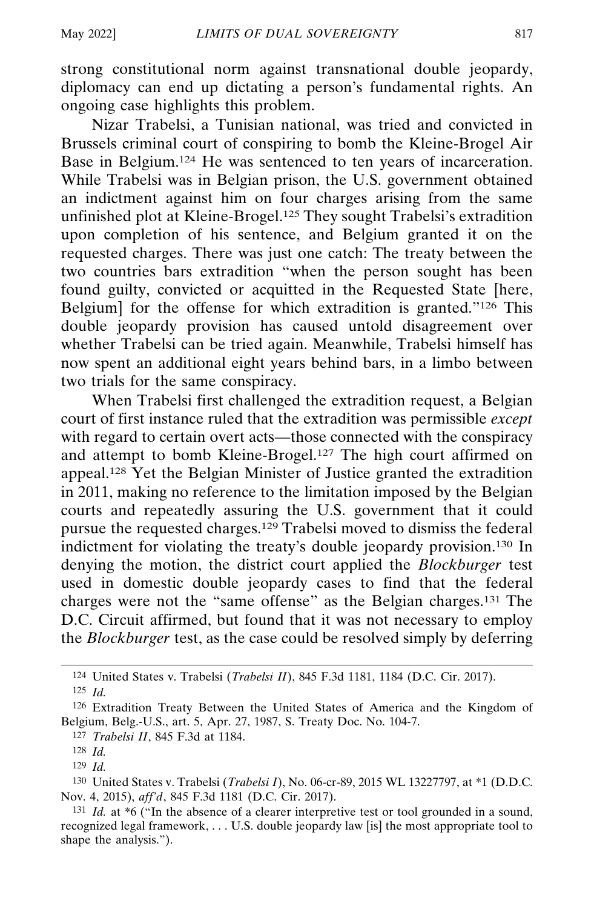strong constitutional norm against transnational double jeopardy, diplomacy can end up dictating a person's fundamental rights. An ongoing case highlights this problem.

Nizar Trabelsi, a Tunisian national, was tried and convicted in Brussels criminal court of conspiring to bomb the Kleine-Brogel Air Base in Belgium.[124] He was sentenced to ten years of incarceration. While Trabelsi was in Belgian prison, the U.S. government obtained an indictment against him on four charges arising from the same unfinished plot at Kleine-Brogel.[125] They sought Trabelsi's extradition upon completion of his sentence, and Belgium granted it on the requested charges. There was just one catch: The treaty between the two countries bars extradition "when the person sought has been found guilty, convicted or acquitted in the Requested State [here, Belgium] for the offense for which extradition is granted."[126] This double jeopardy provision has caused untold disagreement over whether Trabelsi can be tried again. Meanwhile, Trabelsi himself has now spent an additional eight years behind bars, in a limbo between two trials for the same conspiracy.

When Trabelsi first challenged the extradition request, a Belgian court of first instance ruled that the extradition was permissible *except* with regard to certain overt acts—those connected with the conspiracy and attempt to bomb Kleine-Brogel.[127] The high court affirmed on appeal.[128] Yet the Belgian Minister of Justice granted the extradition in 2011, making no reference to the limitation imposed by the Belgian courts and repeatedly assuring the U.S. government that it could pursue the requested charges.[129] Trabelsi moved to dismiss the federal indictment for violating the treaty's double jeopardy provision.[130] In denying the motion, the district court applied the *Blockburger* test used in domestic double jeopardy cases to find that the federal charges were not the "same offense" as the Belgian charges.[131] The D.C. Circuit affirmed, but found that it was not necessary to employ the *Blockburger* test, as the case could be resolved simply by deferring

---

124 United States v. Trabelsi (*Trabelsi II*), 845 F.3d 1181, 1184 (D.C. Cir. 2017).

125 *Id.*

126 Extradition Treaty Between the United States of America and the Kingdom of Belgium, Belg.-U.S., art. 5, Apr. 27, 1987, S. Treaty Doc. No. 104-7.

127 *Trabelsi II*, 845 F.3d at 1184.

128 *Id.*

129 *Id.*

130 United States v. Trabelsi (*Trabelsi I*), No. 06-cr-89, 2015 WL 13227797, at *1 (D.D.C. Nov. 4, 2015), *aff'd*, 845 F.3d 1181 (D.C. Cir. 2017).

131 *Id.* at *6 ("In the absence of a clearer interpretive test or tool grounded in a sound, recognized legal framework, . . . U.S. double jeopardy law [is] the most appropriate tool to shape the analysis.").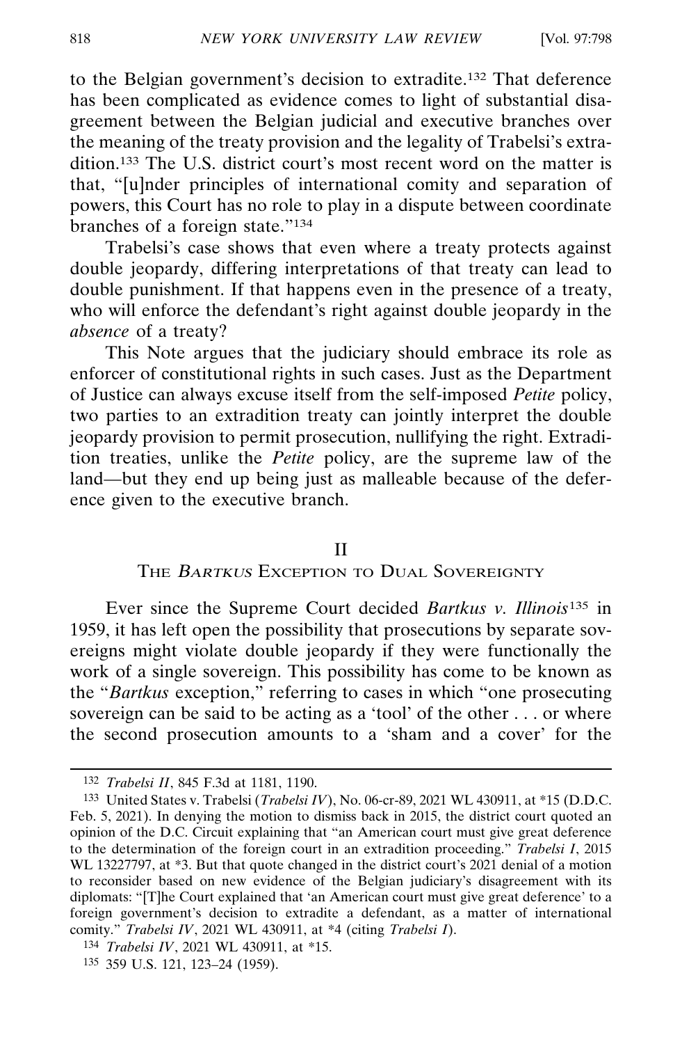to the Belgian government's decision to extradite.[132] That deference has been complicated as evidence comes to light of substantial disagreement between the Belgian judicial and executive branches over the meaning of the treaty provision and the legality of Trabelsi's extradition.[133] The U.S. district court's most recent word on the matter is that, "[u]nder principles of international comity and separation of powers, this Court has no role to play in a dispute between coordinate branches of a foreign state."[134]

Trabelsi's case shows that even where a treaty protects against double jeopardy, differing interpretations of that treaty can lead to double punishment. If that happens even in the presence of a treaty, who will enforce the defendant's right against double jeopardy in the *absence* of a treaty?

This Note argues that the judiciary should embrace its role as enforcer of constitutional rights in such cases. Just as the Department of Justice can always excuse itself from the self-imposed *Petite* policy, two parties to an extradition treaty can jointly interpret the double jeopardy provision to permit prosecution, nullifying the right. Extradition treaties, unlike the *Petite* policy, are the supreme law of the land—but they end up being just as malleable because of the deference given to the executive branch.

## II
## THE *BARTKUS* EXCEPTION TO DUAL SOVEREIGNTY

Ever since the Supreme Court decided *Bartkus v. Illinois*[135] in 1959, it has left open the possibility that prosecutions by separate sovereigns might violate double jeopardy if they were functionally the work of a single sovereign. This possibility has come to be known as the "*Bartkus* exception," referring to cases in which "one prosecuting sovereign can be said to be acting as a 'tool' of the other . . . or where the second prosecution amounts to a 'sham and a cover' for the

---

[132] *Trabelsi II*, 845 F.3d at 1181, 1190.

[133] United States v. Trabelsi (*Trabelsi IV*), No. 06-cr-89, 2021 WL 430911, at *15 (D.D.C. Feb. 5, 2021). In denying the motion to dismiss back in 2015, the district court quoted an opinion of the D.C. Circuit explaining that "an American court must give great deference to the determination of the foreign court in an extradition proceeding." *Trabelsi I*, 2015 WL 13227797, at *3. But that quote changed in the district court's 2021 denial of a motion to reconsider based on new evidence of the Belgian judiciary's disagreement with its diplomats: "[T]he Court explained that 'an American court must give great deference' to a foreign government's decision to extradite a defendant, as a matter of international comity." *Trabelsi IV*, 2021 WL 430911, at *4 (citing *Trabelsi I*).

[134] *Trabelsi IV*, 2021 WL 430911, at *15.

[135] 359 U.S. 121, 123–24 (1959).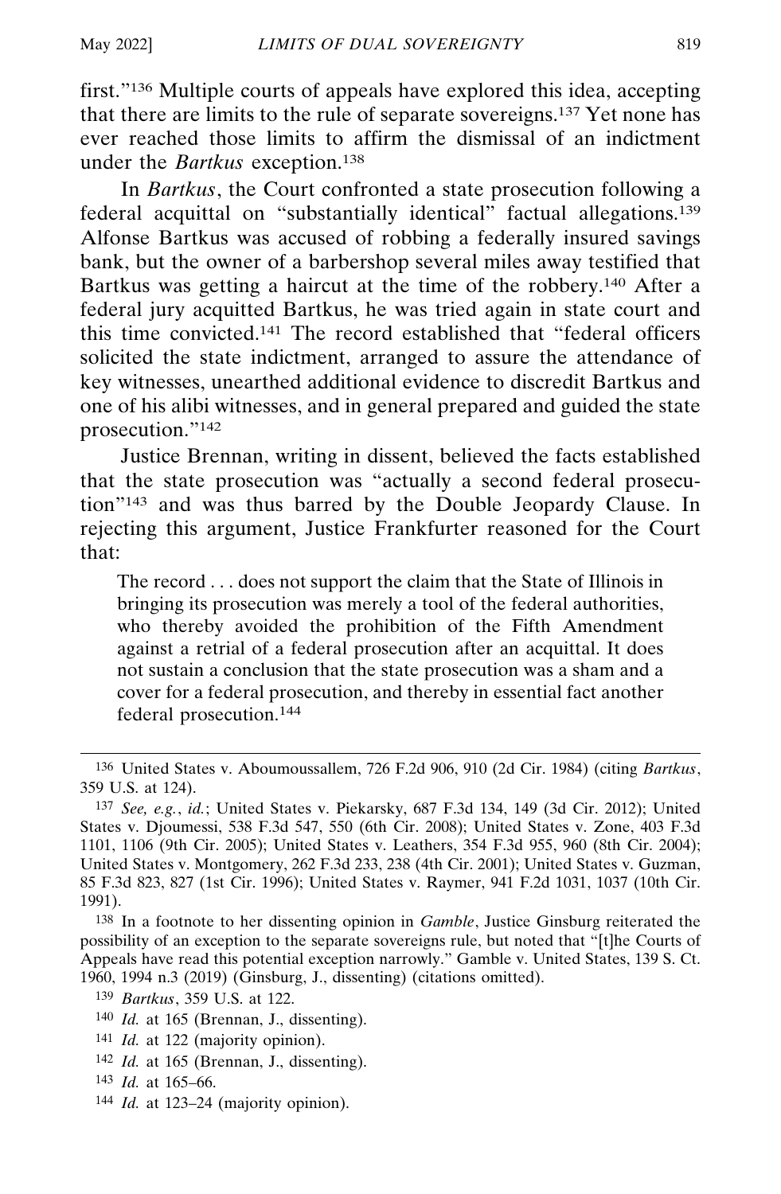first."[136] Multiple courts of appeals have explored this idea, accepting that there are limits to the rule of separate sovereigns.[137] Yet none has ever reached those limits to affirm the dismissal of an indictment under the *Bartkus* exception.[138]

In *Bartkus*, the Court confronted a state prosecution following a federal acquittal on "substantially identical" factual allegations.[139] Alfonse Bartkus was accused of robbing a federally insured savings bank, but the owner of a barbershop several miles away testified that Bartkus was getting a haircut at the time of the robbery.[140] After a federal jury acquitted Bartkus, he was tried again in state court and this time convicted.[141] The record established that "federal officers solicited the state indictment, arranged to assure the attendance of key witnesses, unearthed additional evidence to discredit Bartkus and one of his alibi witnesses, and in general prepared and guided the state prosecution."[142]

Justice Brennan, writing in dissent, believed the facts established that the state prosecution was "actually a second federal prosecution"[143] and was thus barred by the Double Jeopardy Clause. In rejecting this argument, Justice Frankfurter reasoned for the Court that:

> The record . . . does not support the claim that the State of Illinois in bringing its prosecution was merely a tool of the federal authorities, who thereby avoided the prohibition of the Fifth Amendment against a retrial of a federal prosecution after an acquittal. It does not sustain a conclusion that the state prosecution was a sham and a cover for a federal prosecution, and thereby in essential fact another federal prosecution.[144]

---

[136] United States v. Aboumoussallem, 726 F.2d 906, 910 (2d Cir. 1984) (citing *Bartkus*, 359 U.S. at 124).

[137] *See, e.g.*, *id.*; United States v. Piekarsky, 687 F.3d 134, 149 (3d Cir. 2012); United States v. Djoumessi, 538 F.3d 547, 550 (6th Cir. 2008); United States v. Zone, 403 F.3d 1101, 1106 (9th Cir. 2005); United States v. Leathers, 354 F.3d 955, 960 (8th Cir. 2004); United States v. Montgomery, 262 F.3d 233, 238 (4th Cir. 2001); United States v. Guzman, 85 F.3d 823, 827 (1st Cir. 1996); United States v. Raymer, 941 F.2d 1031, 1037 (10th Cir. 1991).

[138] In a footnote to her dissenting opinion in *Gamble*, Justice Ginsburg reiterated the possibility of an exception to the separate sovereigns rule, but noted that "[t]he Courts of Appeals have read this potential exception narrowly." Gamble v. United States, 139 S. Ct. 1960, 1994 n.3 (2019) (Ginsburg, J., dissenting) (citations omitted).

[139] *Bartkus*, 359 U.S. at 122.

[140] *Id.* at 165 (Brennan, J., dissenting).

[141] *Id.* at 122 (majority opinion).

[142] *Id.* at 165 (Brennan, J., dissenting).

[143] *Id.* at 165–66.

[144] *Id.* at 123–24 (majority opinion).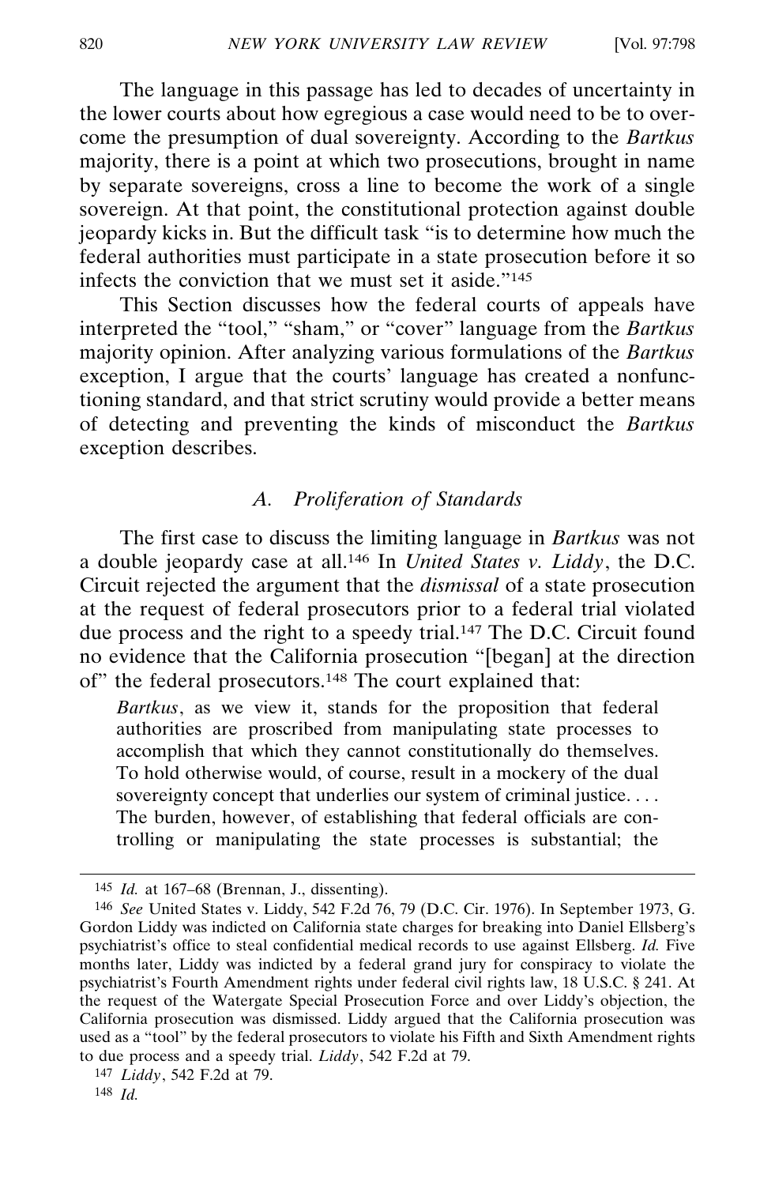The language in this passage has led to decades of uncertainty in the lower courts about how egregious a case would need to be to overcome the presumption of dual sovereignty. According to the *Bartkus* majority, there is a point at which two prosecutions, brought in name by separate sovereigns, cross a line to become the work of a single sovereign. At that point, the constitutional protection against double jeopardy kicks in. But the difficult task "is to determine how much the federal authorities must participate in a state prosecution before it so infects the conviction that we must set it aside."[145]

This Section discusses how the federal courts of appeals have interpreted the "tool," "sham," or "cover" language from the *Bartkus* majority opinion. After analyzing various formulations of the *Bartkus* exception, I argue that the courts' language has created a nonfunctioning standard, and that strict scrutiny would provide a better means of detecting and preventing the kinds of misconduct the *Bartkus* exception describes.

### *A. Proliferation of Standards*

The first case to discuss the limiting language in *Bartkus* was not a double jeopardy case at all.[146] In *United States v. Liddy*, the D.C. Circuit rejected the argument that the *dismissal* of a state prosecution at the request of federal prosecutors prior to a federal trial violated due process and the right to a speedy trial.[147] The D.C. Circuit found no evidence that the California prosecution "[began] at the direction of" the federal prosecutors.[148] The court explained that:

> *Bartkus*, as we view it, stands for the proposition that federal authorities are proscribed from manipulating state processes to accomplish that which they cannot constitutionally do themselves. To hold otherwise would, of course, result in a mockery of the dual sovereignty concept that underlies our system of criminal justice. . . . The burden, however, of establishing that federal officials are controlling or manipulating the state processes is substantial; the

---

145 *Id.* at 167–68 (Brennan, J., dissenting).

146 *See* United States v. Liddy, 542 F.2d 76, 79 (D.C. Cir. 1976). In September 1973, G. Gordon Liddy was indicted on California state charges for breaking into Daniel Ellsberg's psychiatrist's office to steal confidential medical records to use against Ellsberg. *Id.* Five months later, Liddy was indicted by a federal grand jury for conspiracy to violate the psychiatrist's Fourth Amendment rights under federal civil rights law, 18 U.S.C. § 241. At the request of the Watergate Special Prosecution Force and over Liddy's objection, the California prosecution was dismissed. Liddy argued that the California prosecution was used as a "tool" by the federal prosecutors to violate his Fifth and Sixth Amendment rights to due process and a speedy trial. *Liddy*, 542 F.2d at 79.

147 *Liddy*, 542 F.2d at 79.

148 *Id.*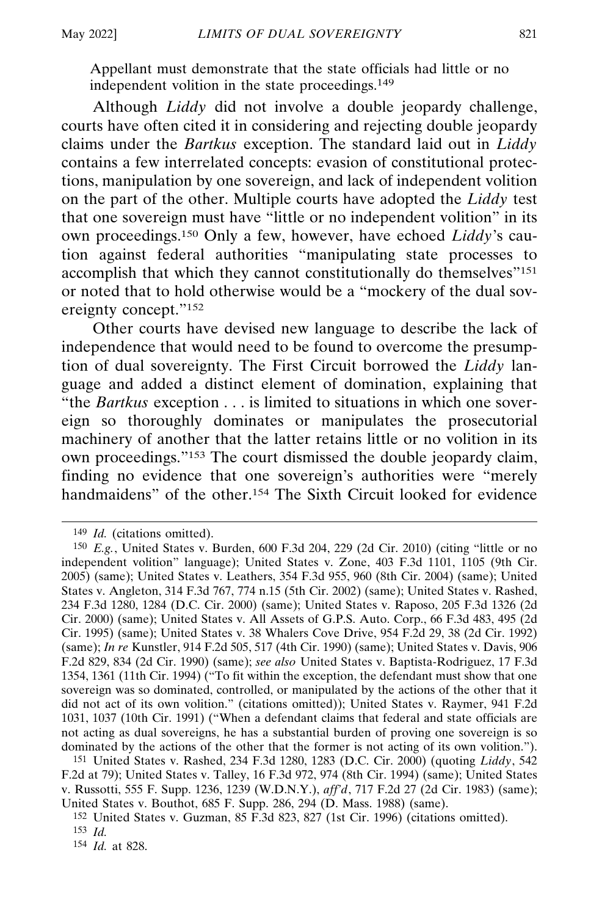Appellant must demonstrate that the state officials had little or no independent volition in the state proceedings.[149]

Although *Liddy* did not involve a double jeopardy challenge, courts have often cited it in considering and rejecting double jeopardy claims under the *Bartkus* exception. The standard laid out in *Liddy* contains a few interrelated concepts: evasion of constitutional protections, manipulation by one sovereign, and lack of independent volition on the part of the other. Multiple courts have adopted the *Liddy* test that one sovereign must have "little or no independent volition" in its own proceedings.[150] Only a few, however, have echoed *Liddy*'s caution against federal authorities "manipulating state processes to accomplish that which they cannot constitutionally do themselves"[151] or noted that to hold otherwise would be a "mockery of the dual sovereignty concept."[152]

Other courts have devised new language to describe the lack of independence that would need to be found to overcome the presumption of dual sovereignty. The First Circuit borrowed the *Liddy* language and added a distinct element of domination, explaining that "the *Bartkus* exception . . . is limited to situations in which one sovereign so thoroughly dominates or manipulates the prosecutorial machinery of another that the latter retains little or no volition in its own proceedings."[153] The court dismissed the double jeopardy claim, finding no evidence that one sovereign's authorities were "merely handmaidens" of the other.[154] The Sixth Circuit looked for evidence

---

[149] *Id.* (citations omitted).

[150] *E.g.*, United States v. Burden, 600 F.3d 204, 229 (2d Cir. 2010) (citing "little or no independent volition" language); United States v. Zone, 403 F.3d 1101, 1105 (9th Cir. 2005) (same); United States v. Leathers, 354 F.3d 955, 960 (8th Cir. 2004) (same); United States v. Angleton, 314 F.3d 767, 774 n.15 (5th Cir. 2002) (same); United States v. Rashed, 234 F.3d 1280, 1284 (D.C. Cir. 2000) (same); United States v. Raposo, 205 F.3d 1326 (2d Cir. 2000) (same); United States v. All Assets of G.P.S. Auto. Corp., 66 F.3d 483, 495 (2d Cir. 1995) (same); United States v. 38 Whalers Cove Drive, 954 F.2d 29, 38 (2d Cir. 1992) (same); *In re* Kunstler, 914 F.2d 505, 517 (4th Cir. 1990) (same); United States v. Davis, 906 F.2d 829, 834 (2d Cir. 1990) (same); *see also* United States v. Baptista-Rodriguez, 17 F.3d 1354, 1361 (11th Cir. 1994) ("To fit within the exception, the defendant must show that one sovereign was so dominated, controlled, or manipulated by the actions of the other that it did not act of its own volition." (citations omitted)); United States v. Raymer, 941 F.2d 1031, 1037 (10th Cir. 1991) ("When a defendant claims that federal and state officials are not acting as dual sovereigns, he has a substantial burden of proving one sovereign is so dominated by the actions of the other that the former is not acting of its own volition.").

[151] United States v. Rashed, 234 F.3d 1280, 1283 (D.C. Cir. 2000) (quoting *Liddy*, 542 F.2d at 79); United States v. Talley, 16 F.3d 972, 974 (8th Cir. 1994) (same); United States v. Russotti, 555 F. Supp. 1236, 1239 (W.D.N.Y.), *aff'd*, 717 F.2d 27 (2d Cir. 1983) (same); United States v. Bouthot, 685 F. Supp. 286, 294 (D. Mass. 1988) (same).

[152] United States v. Guzman, 85 F.3d 823, 827 (1st Cir. 1996) (citations omitted).

[153] *Id.*

[154] *Id.* at 828.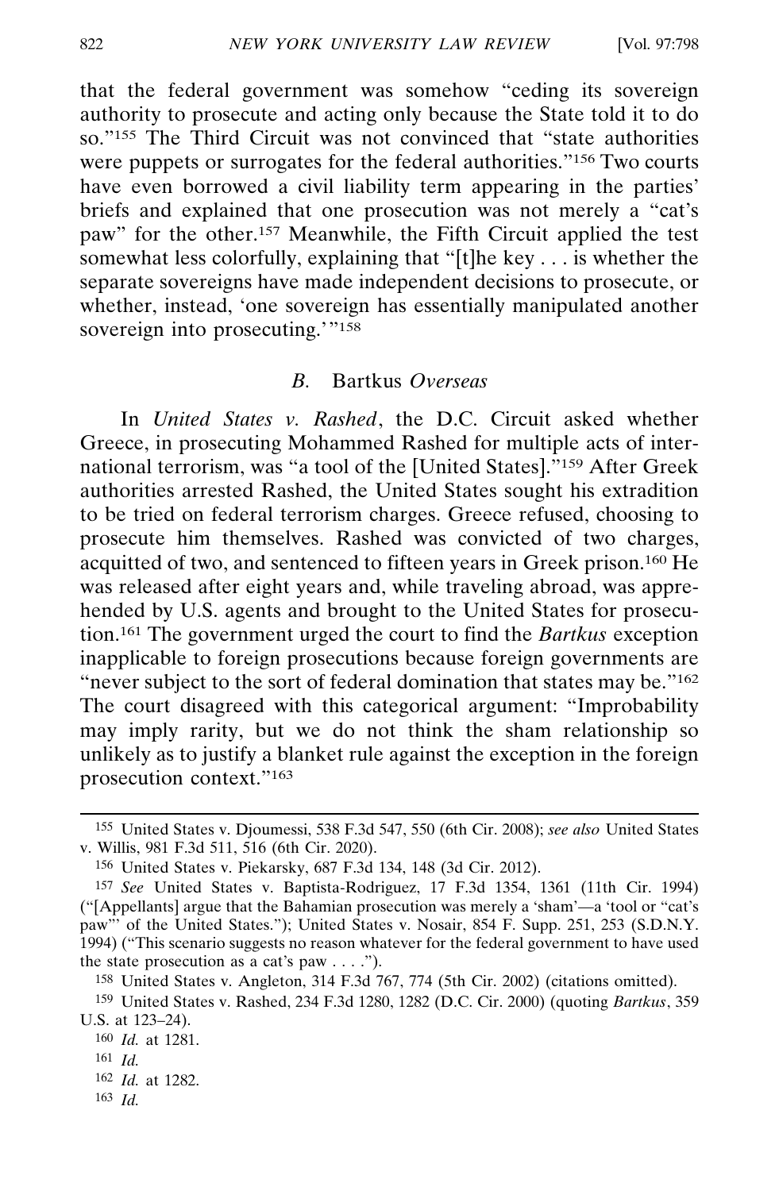that the federal government was somehow "ceding its sovereign authority to prosecute and acting only because the State told it to do so."[155] The Third Circuit was not convinced that "state authorities were puppets or surrogates for the federal authorities."[156] Two courts have even borrowed a civil liability term appearing in the parties' briefs and explained that one prosecution was not merely a "cat's paw" for the other.[157] Meanwhile, the Fifth Circuit applied the test somewhat less colorfully, explaining that "[t]he key . . . is whether the separate sovereigns have made independent decisions to prosecute, or whether, instead, 'one sovereign has essentially manipulated another sovereign into prosecuting.'"[158]

### *B.* Bartkus *Overseas*

In *United States v. Rashed*, the D.C. Circuit asked whether Greece, in prosecuting Mohammed Rashed for multiple acts of international terrorism, was "a tool of the [United States]."[159] After Greek authorities arrested Rashed, the United States sought his extradition to be tried on federal terrorism charges. Greece refused, choosing to prosecute him themselves. Rashed was convicted of two charges, acquitted of two, and sentenced to fifteen years in Greek prison.[160] He was released after eight years and, while traveling abroad, was apprehended by U.S. agents and brought to the United States for prosecution.[161] The government urged the court to find the *Bartkus* exception inapplicable to foreign prosecutions because foreign governments are "never subject to the sort of federal domination that states may be."[162] The court disagreed with this categorical argument: "Improbability may imply rarity, but we do not think the sham relationship so unlikely as to justify a blanket rule against the exception in the foreign prosecution context."[163]

---

[155] United States v. Djoumessi, 538 F.3d 547, 550 (6th Cir. 2008); *see also* United States v. Willis, 981 F.3d 511, 516 (6th Cir. 2020).

[156] United States v. Piekarsky, 687 F.3d 134, 148 (3d Cir. 2012).

[157] *See* United States v. Baptista-Rodriguez, 17 F.3d 1354, 1361 (11th Cir. 1994) ("[Appellants] argue that the Bahamian prosecution was merely a 'sham'—a 'tool or "cat's paw"' of the United States."); United States v. Nosair, 854 F. Supp. 251, 253 (S.D.N.Y. 1994) ("This scenario suggests no reason whatever for the federal government to have used the state prosecution as a cat's paw . . . .").

[158] United States v. Angleton, 314 F.3d 767, 774 (5th Cir. 2002) (citations omitted).

[159] United States v. Rashed, 234 F.3d 1280, 1282 (D.C. Cir. 2000) (quoting *Bartkus*, 359 U.S. at 123–24).

[160] *Id.* at 1281.

[161] *Id.*

[162] *Id.* at 1282.

[163] *Id.*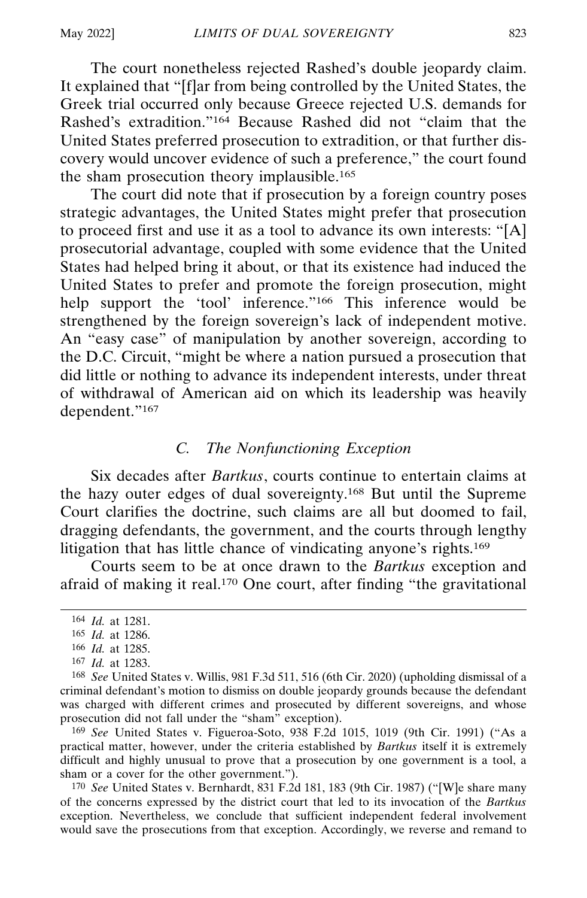The court nonetheless rejected Rashed's double jeopardy claim. It explained that "[f]ar from being controlled by the United States, the Greek trial occurred only because Greece rejected U.S. demands for Rashed's extradition."[164] Because Rashed did not "claim that the United States preferred prosecution to extradition, or that further discovery would uncover evidence of such a preference," the court found the sham prosecution theory implausible.[165]

The court did note that if prosecution by a foreign country poses strategic advantages, the United States might prefer that prosecution to proceed first and use it as a tool to advance its own interests: "[A] prosecutorial advantage, coupled with some evidence that the United States had helped bring it about, or that its existence had induced the United States to prefer and promote the foreign prosecution, might help support the 'tool' inference."[166] This inference would be strengthened by the foreign sovereign's lack of independent motive. An "easy case" of manipulation by another sovereign, according to the D.C. Circuit, "might be where a nation pursued a prosecution that did little or nothing to advance its independent interests, under threat of withdrawal of American aid on which its leadership was heavily dependent."[167]

### *C. The Nonfunctioning Exception*

Six decades after *Bartkus*, courts continue to entertain claims at the hazy outer edges of dual sovereignty.[168] But until the Supreme Court clarifies the doctrine, such claims are all but doomed to fail, dragging defendants, the government, and the courts through lengthy litigation that has little chance of vindicating anyone's rights.[169]

Courts seem to be at once drawn to the *Bartkus* exception and afraid of making it real.[170] One court, after finding "the gravitational

---

164 *Id.* at 1281.

165 *Id.* at 1286.

166 *Id.* at 1285.

167 *Id.* at 1283.

168 *See* United States v. Willis, 981 F.3d 511, 516 (6th Cir. 2020) (upholding dismissal of a criminal defendant's motion to dismiss on double jeopardy grounds because the defendant was charged with different crimes and prosecuted by different sovereigns, and whose prosecution did not fall under the "sham" exception).

169 *See* United States v. Figueroa-Soto, 938 F.2d 1015, 1019 (9th Cir. 1991) ("As a practical matter, however, under the criteria established by *Bartkus* itself it is extremely difficult and highly unusual to prove that a prosecution by one government is a tool, a sham or a cover for the other government.").

170 *See* United States v. Bernhardt, 831 F.2d 181, 183 (9th Cir. 1987) ("[W]e share many of the concerns expressed by the district court that led to its invocation of the *Bartkus* exception. Nevertheless, we conclude that sufficient independent federal involvement would save the prosecutions from that exception. Accordingly, we reverse and remand to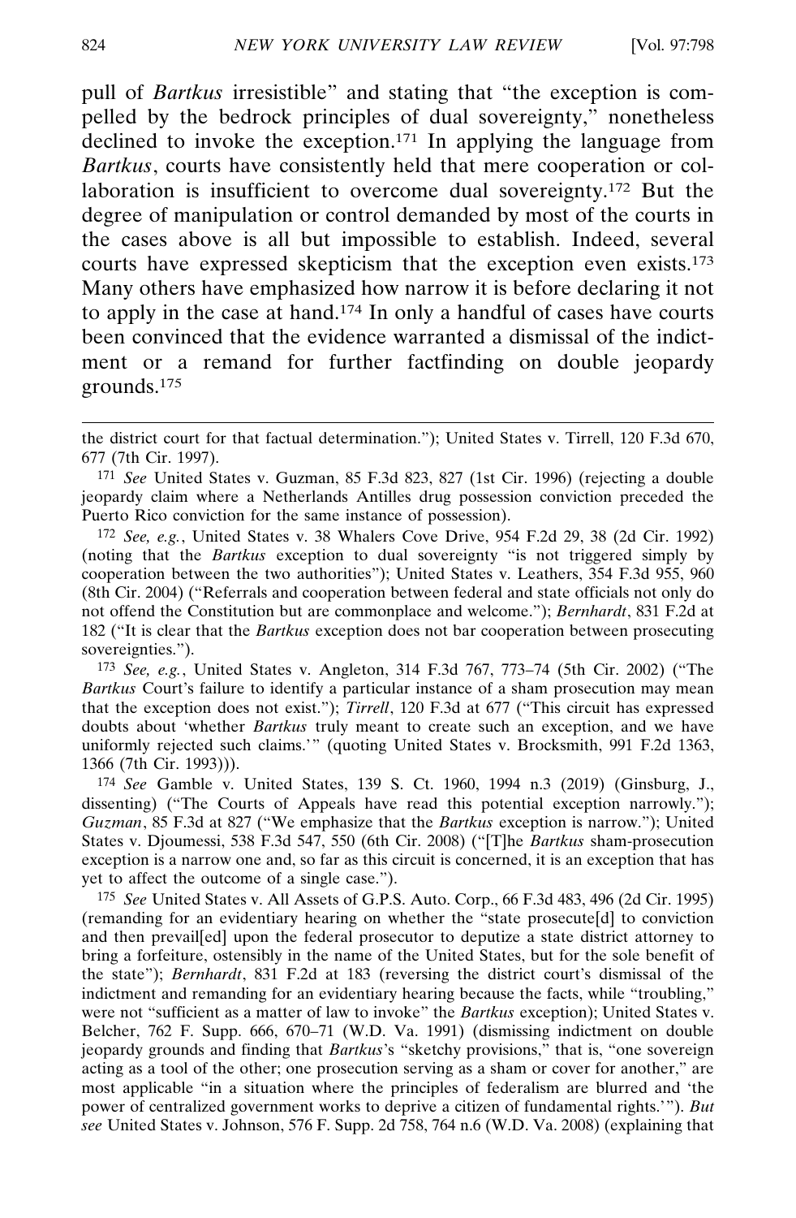pull of *Bartkus* irresistible" and stating that "the exception is compelled by the bedrock principles of dual sovereignty," nonetheless declined to invoke the exception.[171] In applying the language from *Bartkus*, courts have consistently held that mere cooperation or collaboration is insufficient to overcome dual sovereignty.[172] But the degree of manipulation or control demanded by most of the courts in the cases above is all but impossible to establish. Indeed, several courts have expressed skepticism that the exception even exists.[173] Many others have emphasized how narrow it is before declaring it not to apply in the case at hand.[174] In only a handful of cases have courts been convinced that the evidence warranted a dismissal of the indictment or a remand for further factfinding on double jeopardy grounds.[175]

---

the district court for that factual determination."); United States v. Tirrell, 120 F.3d 670, 677 (7th Cir. 1997).

[171] *See* United States v. Guzman, 85 F.3d 823, 827 (1st Cir. 1996) (rejecting a double jeopardy claim where a Netherlands Antilles drug possession conviction preceded the Puerto Rico conviction for the same instance of possession).

[172] *See, e.g.*, United States v. 38 Whalers Cove Drive, 954 F.2d 29, 38 (2d Cir. 1992) (noting that the *Bartkus* exception to dual sovereignty "is not triggered simply by cooperation between the two authorities"); United States v. Leathers, 354 F.3d 955, 960 (8th Cir. 2004) ("Referrals and cooperation between federal and state officials not only do not offend the Constitution but are commonplace and welcome."); *Bernhardt*, 831 F.2d at 182 ("It is clear that the *Bartkus* exception does not bar cooperation between prosecuting sovereignties.").

[173] *See, e.g.*, United States v. Angleton, 314 F.3d 767, 773–74 (5th Cir. 2002) ("The *Bartkus* Court's failure to identify a particular instance of a sham prosecution may mean that the exception does not exist."); *Tirrell*, 120 F.3d at 677 ("This circuit has expressed doubts about 'whether *Bartkus* truly meant to create such an exception, and we have uniformly rejected such claims.'" (quoting United States v. Brocksmith, 991 F.2d 1363, 1366 (7th Cir. 1993))).

[174] *See* Gamble v. United States, 139 S. Ct. 1960, 1994 n.3 (2019) (Ginsburg, J., dissenting) ("The Courts of Appeals have read this potential exception narrowly."); *Guzman*, 85 F.3d at 827 ("We emphasize that the *Bartkus* exception is narrow."); United States v. Djoumessi, 538 F.3d 547, 550 (6th Cir. 2008) ("[T]he *Bartkus* sham-prosecution exception is a narrow one and, so far as this circuit is concerned, it is an exception that has yet to affect the outcome of a single case.").

[175] *See* United States v. All Assets of G.P.S. Auto. Corp., 66 F.3d 483, 496 (2d Cir. 1995) (remanding for an evidentiary hearing on whether the "state prosecute[d] to conviction and then prevail[ed] upon the federal prosecutor to deputize a state district attorney to bring a forfeiture, ostensibly in the name of the United States, but for the sole benefit of the state"); *Bernhardt*, 831 F.2d at 183 (reversing the district court's dismissal of the indictment and remanding for an evidentiary hearing because the facts, while "troubling," were not "sufficient as a matter of law to invoke" the *Bartkus* exception); United States v. Belcher, 762 F. Supp. 666, 670–71 (W.D. Va. 1991) (dismissing indictment on double jeopardy grounds and finding that *Bartkus*'s "sketchy provisions," that is, "one sovereign acting as a tool of the other; one prosecution serving as a sham or cover for another," are most applicable "in a situation where the principles of federalism are blurred and 'the power of centralized government works to deprive a citizen of fundamental rights.'"). *But see* United States v. Johnson, 576 F. Supp. 2d 758, 764 n.6 (W.D. Va. 2008) (explaining that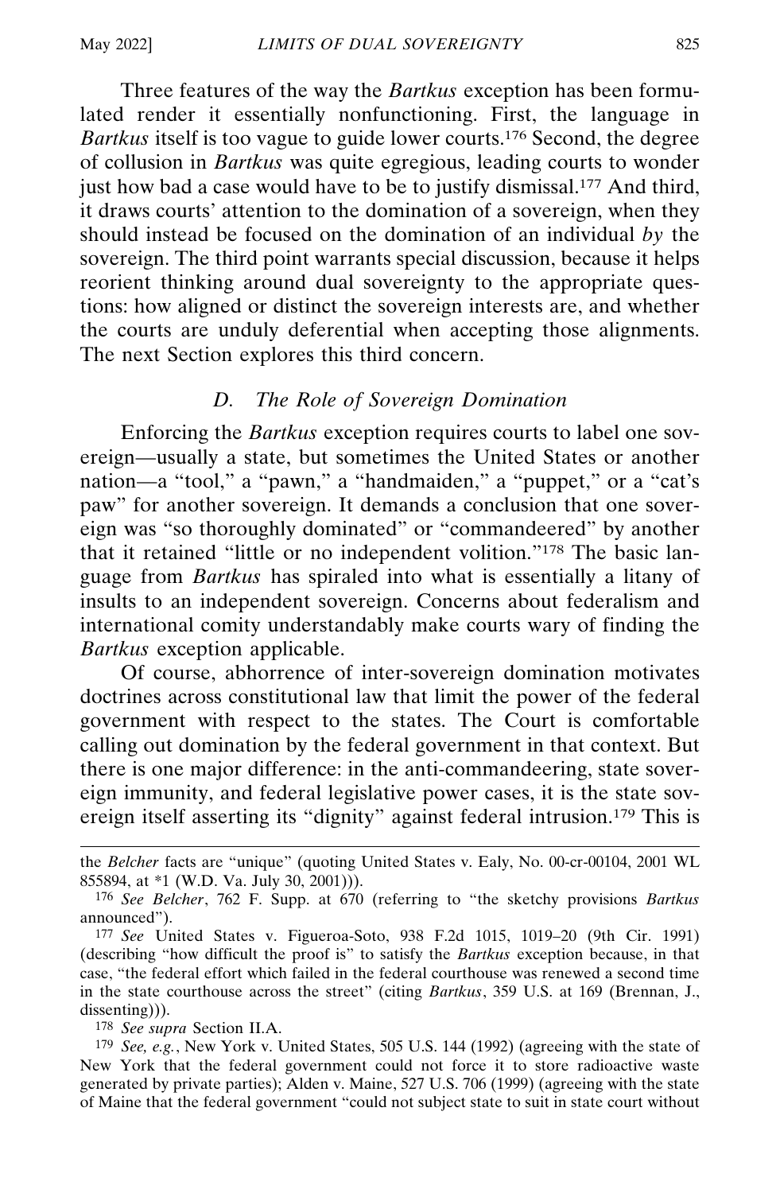Three features of the way the *Bartkus* exception has been formulated render it essentially nonfunctioning. First, the language in *Bartkus* itself is too vague to guide lower courts.[176] Second, the degree of collusion in *Bartkus* was quite egregious, leading courts to wonder just how bad a case would have to be to justify dismissal.[177] And third, it draws courts' attention to the domination of a sovereign, when they should instead be focused on the domination of an individual *by* the sovereign. The third point warrants special discussion, because it helps reorient thinking around dual sovereignty to the appropriate questions: how aligned or distinct the sovereign interests are, and whether the courts are unduly deferential when accepting those alignments. The next Section explores this third concern.

### *D. The Role of Sovereign Domination*

Enforcing the *Bartkus* exception requires courts to label one sovereign—usually a state, but sometimes the United States or another nation—a "tool," a "pawn," a "handmaiden," a "puppet," or a "cat's paw" for another sovereign. It demands a conclusion that one sovereign was "so thoroughly dominated" or "commandeered" by another that it retained "little or no independent volition."[178] The basic language from *Bartkus* has spiraled into what is essentially a litany of insults to an independent sovereign. Concerns about federalism and international comity understandably make courts wary of finding the *Bartkus* exception applicable.

Of course, abhorrence of inter-sovereign domination motivates doctrines across constitutional law that limit the power of the federal government with respect to the states. The Court is comfortable calling out domination by the federal government in that context. But there is one major difference: in the anti-commandeering, state sovereign immunity, and federal legislative power cases, it is the state sovereign itself asserting its "dignity" against federal intrusion.[179] This is

---

the *Belcher* facts are "unique" (quoting United States v. Ealy, No. 00-cr-00104, 2001 WL 855894, at *1 (W.D. Va. July 30, 2001))).

[176] *See Belcher*, 762 F. Supp. at 670 (referring to "the sketchy provisions *Bartkus* announced").

[177] *See* United States v. Figueroa-Soto, 938 F.2d 1015, 1019–20 (9th Cir. 1991) (describing "how difficult the proof is" to satisfy the *Bartkus* exception because, in that case, "the federal effort which failed in the federal courthouse was renewed a second time in the state courthouse across the street" (citing *Bartkus*, 359 U.S. at 169 (Brennan, J., dissenting))).

[178] *See supra* Section II.A.

[179] *See, e.g.*, New York v. United States, 505 U.S. 144 (1992) (agreeing with the state of New York that the federal government could not force it to store radioactive waste generated by private parties); Alden v. Maine, 527 U.S. 706 (1999) (agreeing with the state of Maine that the federal government "could not subject state to suit in state court without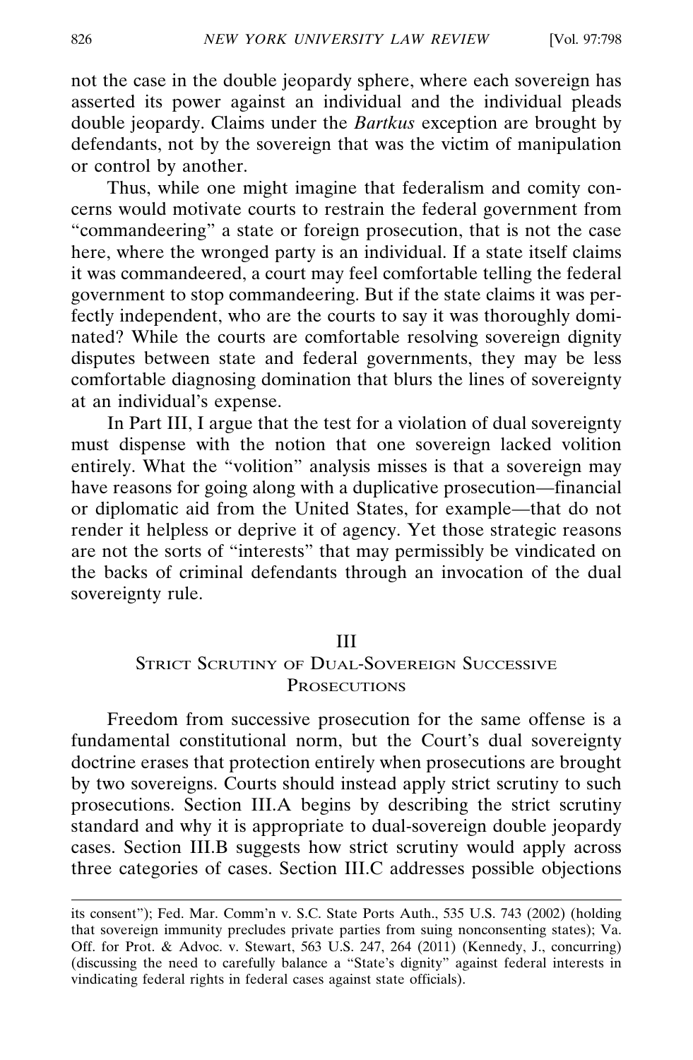not the case in the double jeopardy sphere, where each sovereign has asserted its power against an individual and the individual pleads double jeopardy. Claims under the *Bartkus* exception are brought by defendants, not by the sovereign that was the victim of manipulation or control by another.

Thus, while one might imagine that federalism and comity concerns would motivate courts to restrain the federal government from "commandeering" a state or foreign prosecution, that is not the case here, where the wronged party is an individual. If a state itself claims it was commandeered, a court may feel comfortable telling the federal government to stop commandeering. But if the state claims it was perfectly independent, who are the courts to say it was thoroughly dominated? While the courts are comfortable resolving sovereign dignity disputes between state and federal governments, they may be less comfortable diagnosing domination that blurs the lines of sovereignty at an individual's expense.

In Part III, I argue that the test for a violation of dual sovereignty must dispense with the notion that one sovereign lacked volition entirely. What the "volition" analysis misses is that a sovereign may have reasons for going along with a duplicative prosecution—financial or diplomatic aid from the United States, for example—that do not render it helpless or deprive it of agency. Yet those strategic reasons are not the sorts of "interests" that may permissibly be vindicated on the backs of criminal defendants through an invocation of the dual sovereignty rule.

# III
## Strict Scrutiny of Dual-Sovereign Successive Prosecutions

Freedom from successive prosecution for the same offense is a fundamental constitutional norm, but the Court's dual sovereignty doctrine erases that protection entirely when prosecutions are brought by two sovereigns. Courts should instead apply strict scrutiny to such prosecutions. Section III.A begins by describing the strict scrutiny standard and why it is appropriate to dual-sovereign double jeopardy cases. Section III.B suggests how strict scrutiny would apply across three categories of cases. Section III.C addresses possible objections

---

its consent"); Fed. Mar. Comm'n v. S.C. State Ports Auth., 535 U.S. 743 (2002) (holding that sovereign immunity precludes private parties from suing nonconsenting states); Va. Off. for Prot. & Advoc. v. Stewart, 563 U.S. 247, 264 (2011) (Kennedy, J., concurring) (discussing the need to carefully balance a "State's dignity" against federal interests in vindicating federal rights in federal cases against state officials).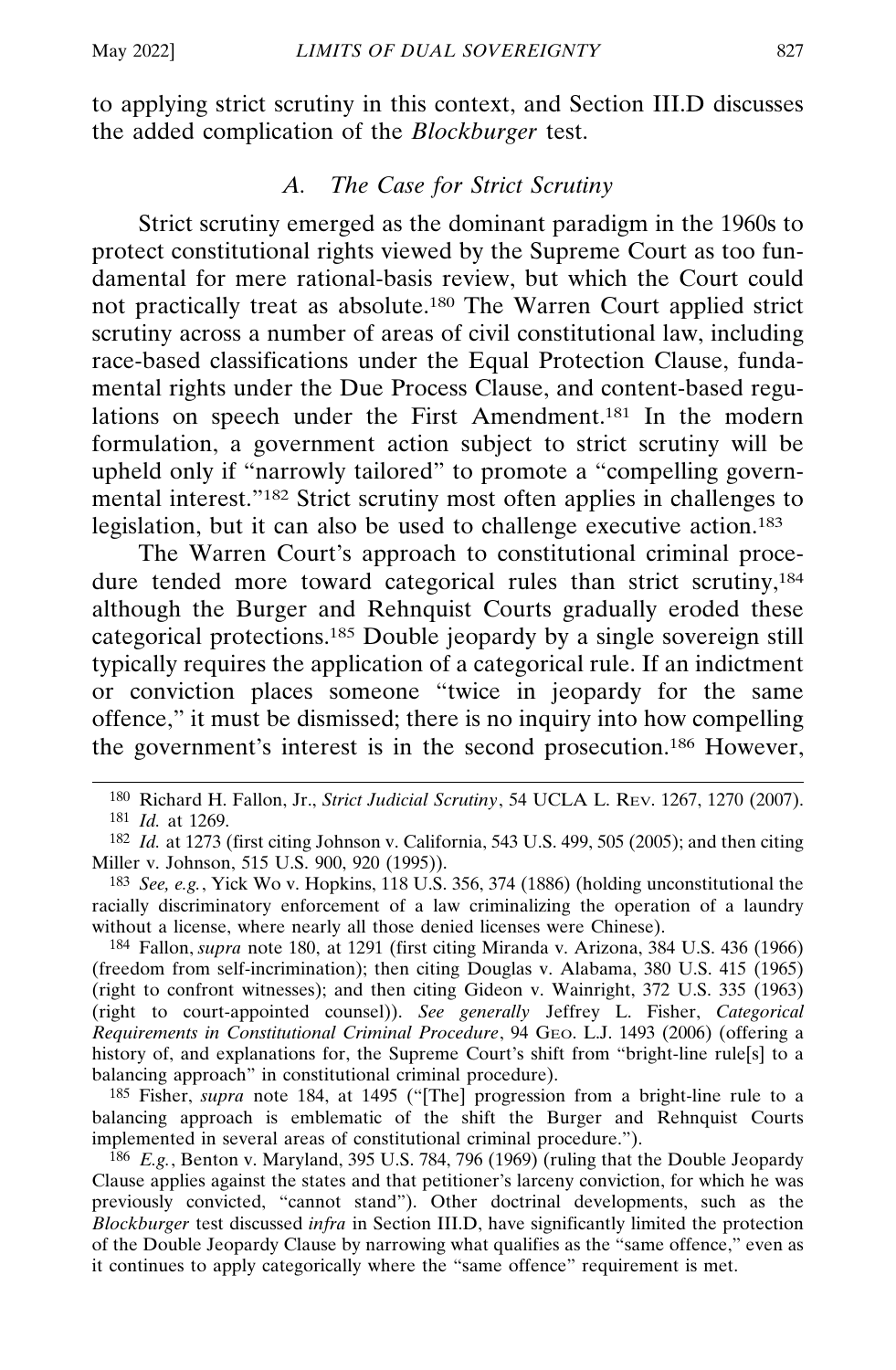to applying strict scrutiny in this context, and Section III.D discusses the added complication of the *Blockburger* test.

### *A. The Case for Strict Scrutiny*

Strict scrutiny emerged as the dominant paradigm in the 1960s to protect constitutional rights viewed by the Supreme Court as too fundamental for mere rational-basis review, but which the Court could not practically treat as absolute.[180] The Warren Court applied strict scrutiny across a number of areas of civil constitutional law, including race-based classifications under the Equal Protection Clause, fundamental rights under the Due Process Clause, and content-based regulations on speech under the First Amendment.[181] In the modern formulation, a government action subject to strict scrutiny will be upheld only if "narrowly tailored" to promote a "compelling governmental interest."[182] Strict scrutiny most often applies in challenges to legislation, but it can also be used to challenge executive action.[183]

The Warren Court's approach to constitutional criminal procedure tended more toward categorical rules than strict scrutiny,[184] although the Burger and Rehnquist Courts gradually eroded these categorical protections.[185] Double jeopardy by a single sovereign still typically requires the application of a categorical rule. If an indictment or conviction places someone "twice in jeopardy for the same offence," it must be dismissed; there is no inquiry into how compelling the government's interest is in the second prosecution.[186] However,

---

180 Richard H. Fallon, Jr., *Strict Judicial Scrutiny*, 54 UCLA L. REV. 1267, 1270 (2007).

181 *Id.* at 1269.

182 *Id.* at 1273 (first citing Johnson v. California, 543 U.S. 499, 505 (2005); and then citing Miller v. Johnson, 515 U.S. 900, 920 (1995)).

183 *See, e.g.*, Yick Wo v. Hopkins, 118 U.S. 356, 374 (1886) (holding unconstitutional the racially discriminatory enforcement of a law criminalizing the operation of a laundry without a license, where nearly all those denied licenses were Chinese).

184 Fallon, *supra* note 180, at 1291 (first citing Miranda v. Arizona, 384 U.S. 436 (1966) (freedom from self-incrimination); then citing Douglas v. Alabama, 380 U.S. 415 (1965) (right to confront witnesses); and then citing Gideon v. Wainright, 372 U.S. 335 (1963) (right to court-appointed counsel)). *See generally* Jeffrey L. Fisher, *Categorical Requirements in Constitutional Criminal Procedure*, 94 GEO. L.J. 1493 (2006) (offering a history of, and explanations for, the Supreme Court's shift from "bright-line rule[s] to a balancing approach" in constitutional criminal procedure).

185 Fisher, *supra* note 184, at 1495 ("[The] progression from a bright-line rule to a balancing approach is emblematic of the shift the Burger and Rehnquist Courts implemented in several areas of constitutional criminal procedure.").

186 *E.g.*, Benton v. Maryland, 395 U.S. 784, 796 (1969) (ruling that the Double Jeopardy Clause applies against the states and that petitioner's larceny conviction, for which he was previously convicted, "cannot stand"). Other doctrinal developments, such as the *Blockburger* test discussed *infra* in Section III.D, have significantly limited the protection of the Double Jeopardy Clause by narrowing what qualifies as the "same offence," even as it continues to apply categorically where the "same offence" requirement is met.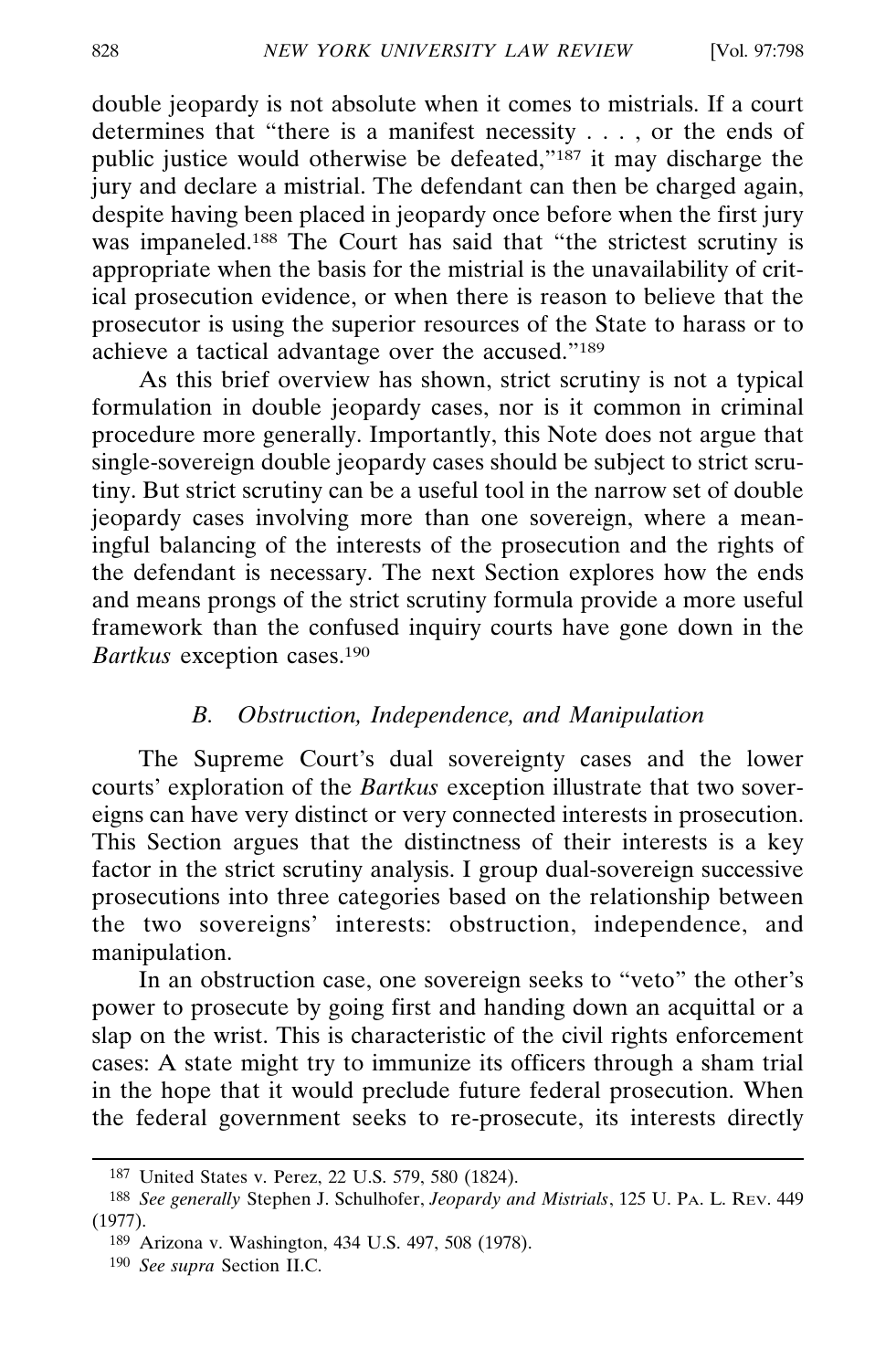double jeopardy is not absolute when it comes to mistrials. If a court determines that "there is a manifest necessity . . . , or the ends of public justice would otherwise be defeated,"[187] it may discharge the jury and declare a mistrial. The defendant can then be charged again, despite having been placed in jeopardy once before when the first jury was impaneled.[188] The Court has said that "the strictest scrutiny is appropriate when the basis for the mistrial is the unavailability of critical prosecution evidence, or when there is reason to believe that the prosecutor is using the superior resources of the State to harass or to achieve a tactical advantage over the accused."[189]

As this brief overview has shown, strict scrutiny is not a typical formulation in double jeopardy cases, nor is it common in criminal procedure more generally. Importantly, this Note does not argue that single-sovereign double jeopardy cases should be subject to strict scrutiny. But strict scrutiny can be a useful tool in the narrow set of double jeopardy cases involving more than one sovereign, where a meaningful balancing of the interests of the prosecution and the rights of the defendant is necessary. The next Section explores how the ends and means prongs of the strict scrutiny formula provide a more useful framework than the confused inquiry courts have gone down in the *Bartkus* exception cases.[190]

### *B. Obstruction, Independence, and Manipulation*

The Supreme Court's dual sovereignty cases and the lower courts' exploration of the *Bartkus* exception illustrate that two sovereigns can have very distinct or very connected interests in prosecution. This Section argues that the distinctness of their interests is a key factor in the strict scrutiny analysis. I group dual-sovereign successive prosecutions into three categories based on the relationship between the two sovereigns' interests: obstruction, independence, and manipulation.

In an obstruction case, one sovereign seeks to "veto" the other's power to prosecute by going first and handing down an acquittal or a slap on the wrist. This is characteristic of the civil rights enforcement cases: A state might try to immunize its officers through a sham trial in the hope that it would preclude future federal prosecution. When the federal government seeks to re-prosecute, its interests directly

---

187 United States v. Perez, 22 U.S. 579, 580 (1824).

188 *See generally* Stephen J. Schulhofer, *Jeopardy and Mistrials*, 125 U. PA. L. REV. 449 (1977).

189 Arizona v. Washington, 434 U.S. 497, 508 (1978).

190 *See supra* Section II.C.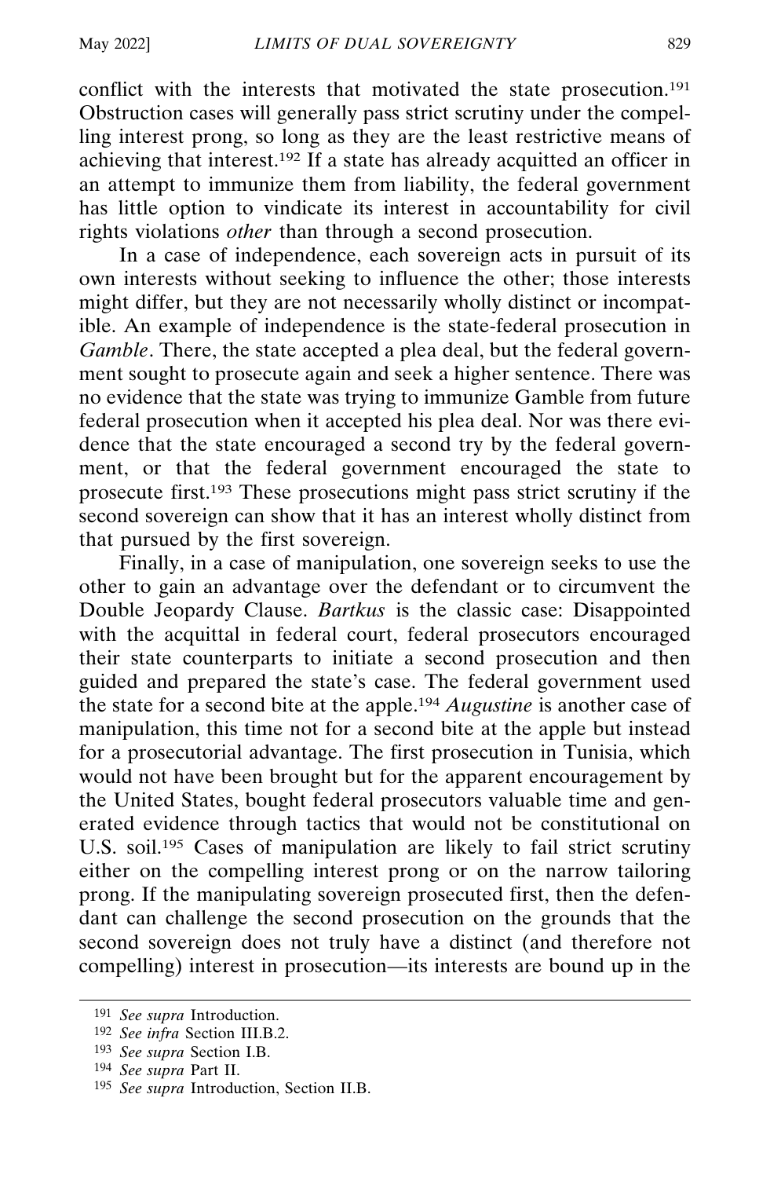conflict with the interests that motivated the state prosecution.[191] Obstruction cases will generally pass strict scrutiny under the compelling interest prong, so long as they are the least restrictive means of achieving that interest.[192] If a state has already acquitted an officer in an attempt to immunize them from liability, the federal government has little option to vindicate its interest in accountability for civil rights violations *other* than through a second prosecution.

In a case of independence, each sovereign acts in pursuit of its own interests without seeking to influence the other; those interests might differ, but they are not necessarily wholly distinct or incompatible. An example of independence is the state-federal prosecution in *Gamble*. There, the state accepted a plea deal, but the federal government sought to prosecute again and seek a higher sentence. There was no evidence that the state was trying to immunize Gamble from future federal prosecution when it accepted his plea deal. Nor was there evidence that the state encouraged a second try by the federal government, or that the federal government encouraged the state to prosecute first.[193] These prosecutions might pass strict scrutiny if the second sovereign can show that it has an interest wholly distinct from that pursued by the first sovereign.

Finally, in a case of manipulation, one sovereign seeks to use the other to gain an advantage over the defendant or to circumvent the Double Jeopardy Clause. *Bartkus* is the classic case: Disappointed with the acquittal in federal court, federal prosecutors encouraged their state counterparts to initiate a second prosecution and then guided and prepared the state's case. The federal government used the state for a second bite at the apple.[194] *Augustine* is another case of manipulation, this time not for a second bite at the apple but instead for a prosecutorial advantage. The first prosecution in Tunisia, which would not have been brought but for the apparent encouragement by the United States, bought federal prosecutors valuable time and generated evidence through tactics that would not be constitutional on U.S. soil.[195] Cases of manipulation are likely to fail strict scrutiny either on the compelling interest prong or on the narrow tailoring prong. If the manipulating sovereign prosecuted first, then the defendant can challenge the second prosecution on the grounds that the second sovereign does not truly have a distinct (and therefore not compelling) interest in prosecution—its interests are bound up in the

---

[191] *See supra* Introduction.

[192] *See infra* Section III.B.2.

[193] *See supra* Section I.B.

[194] *See supra* Part II.

[195] *See supra* Introduction, Section II.B.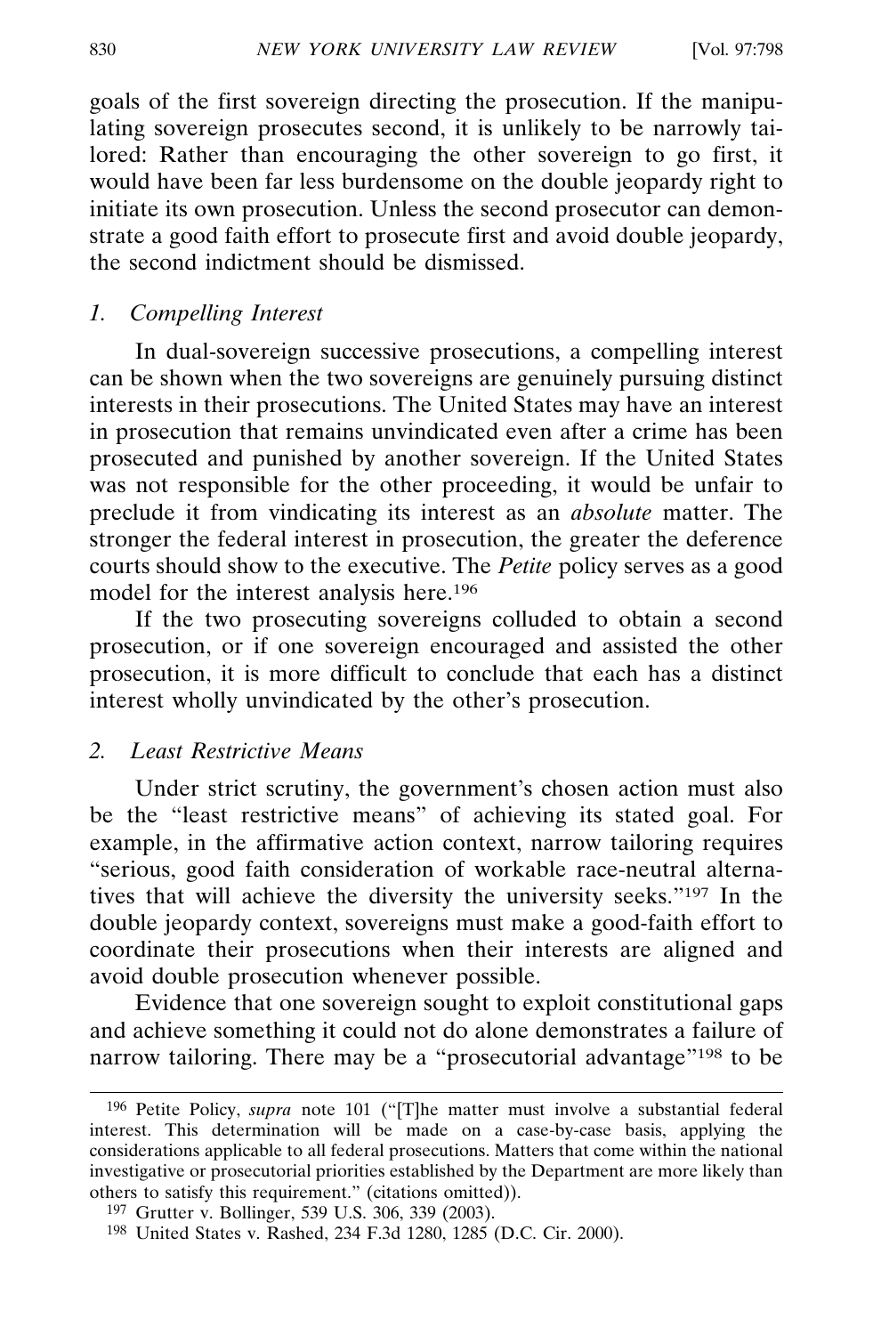goals of the first sovereign directing the prosecution. If the manipulating sovereign prosecutes second, it is unlikely to be narrowly tailored: Rather than encouraging the other sovereign to go first, it would have been far less burdensome on the double jeopardy right to initiate its own prosecution. Unless the second prosecutor can demonstrate a good faith effort to prosecute first and avoid double jeopardy, the second indictment should be dismissed.

### *1. Compelling Interest*

In dual-sovereign successive prosecutions, a compelling interest can be shown when the two sovereigns are genuinely pursuing distinct interests in their prosecutions. The United States may have an interest in prosecution that remains unvindicated even after a crime has been prosecuted and punished by another sovereign. If the United States was not responsible for the other proceeding, it would be unfair to preclude it from vindicating its interest as an *absolute* matter. The stronger the federal interest in prosecution, the greater the deference courts should show to the executive. The *Petite* policy serves as a good model for the interest analysis here.[196]

If the two prosecuting sovereigns colluded to obtain a second prosecution, or if one sovereign encouraged and assisted the other prosecution, it is more difficult to conclude that each has a distinct interest wholly unvindicated by the other's prosecution.

### *2. Least Restrictive Means*

Under strict scrutiny, the government's chosen action must also be the "least restrictive means" of achieving its stated goal. For example, in the affirmative action context, narrow tailoring requires "serious, good faith consideration of workable race-neutral alternatives that will achieve the diversity the university seeks."[197] In the double jeopardy context, sovereigns must make a good-faith effort to coordinate their prosecutions when their interests are aligned and avoid double prosecution whenever possible.

Evidence that one sovereign sought to exploit constitutional gaps and achieve something it could not do alone demonstrates a failure of narrow tailoring. There may be a "prosecutorial advantage"[198] to be

---

[196] Petite Policy, *supra* note 101 ("[T]he matter must involve a substantial federal interest. This determination will be made on a case-by-case basis, applying the considerations applicable to all federal prosecutions. Matters that come within the national investigative or prosecutorial priorities established by the Department are more likely than others to satisfy this requirement." (citations omitted)).

[197] Grutter v. Bollinger, 539 U.S. 306, 339 (2003).

[198] United States v. Rashed, 234 F.3d 1280, 1285 (D.C. Cir. 2000).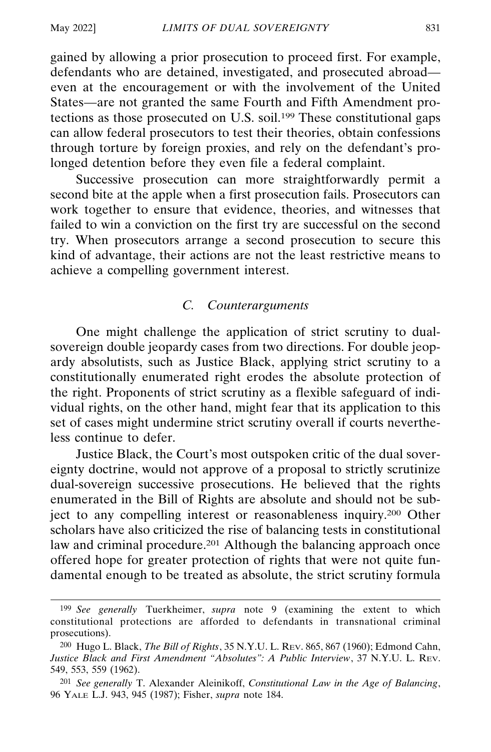gained by allowing a prior prosecution to proceed first. For example, defendants who are detained, investigated, and prosecuted abroad—even at the encouragement or with the involvement of the United States—are not granted the same Fourth and Fifth Amendment protections as those prosecuted on U.S. soil.[199] These constitutional gaps can allow federal prosecutors to test their theories, obtain confessions through torture by foreign proxies, and rely on the defendant's prolonged detention before they even file a federal complaint.

Successive prosecution can more straightforwardly permit a second bite at the apple when a first prosecution fails. Prosecutors can work together to ensure that evidence, theories, and witnesses that failed to win a conviction on the first try are successful on the second try. When prosecutors arrange a second prosecution to secure this kind of advantage, their actions are not the least restrictive means to achieve a compelling government interest.

### *C. Counterarguments*

One might challenge the application of strict scrutiny to dual-sovereign double jeopardy cases from two directions. For double jeopardy absolutists, such as Justice Black, applying strict scrutiny to a constitutionally enumerated right erodes the absolute protection of the right. Proponents of strict scrutiny as a flexible safeguard of individual rights, on the other hand, might fear that its application to this set of cases might undermine strict scrutiny overall if courts nevertheless continue to defer.

Justice Black, the Court's most outspoken critic of the dual sovereignty doctrine, would not approve of a proposal to strictly scrutinize dual-sovereign successive prosecutions. He believed that the rights enumerated in the Bill of Rights are absolute and should not be subject to any compelling interest or reasonableness inquiry.[200] Other scholars have also criticized the rise of balancing tests in constitutional law and criminal procedure.[201] Although the balancing approach once offered hope for greater protection of rights that were not quite fundamental enough to be treated as absolute, the strict scrutiny formula

---

[199] *See generally* Tuerkheimer, *supra* note 9 (examining the extent to which constitutional protections are afforded to defendants in transnational criminal prosecutions).

[200] Hugo L. Black, *The Bill of Rights*, 35 N.Y.U. L. REV. 865, 867 (1960); Edmond Cahn, *Justice Black and First Amendment "Absolutes": A Public Interview*, 37 N.Y.U. L. REV. 549, 553, 559 (1962).

[201] *See generally* T. Alexander Aleinikoff, *Constitutional Law in the Age of Balancing*, 96 YALE L.J. 943, 945 (1987); Fisher, *supra* note 184.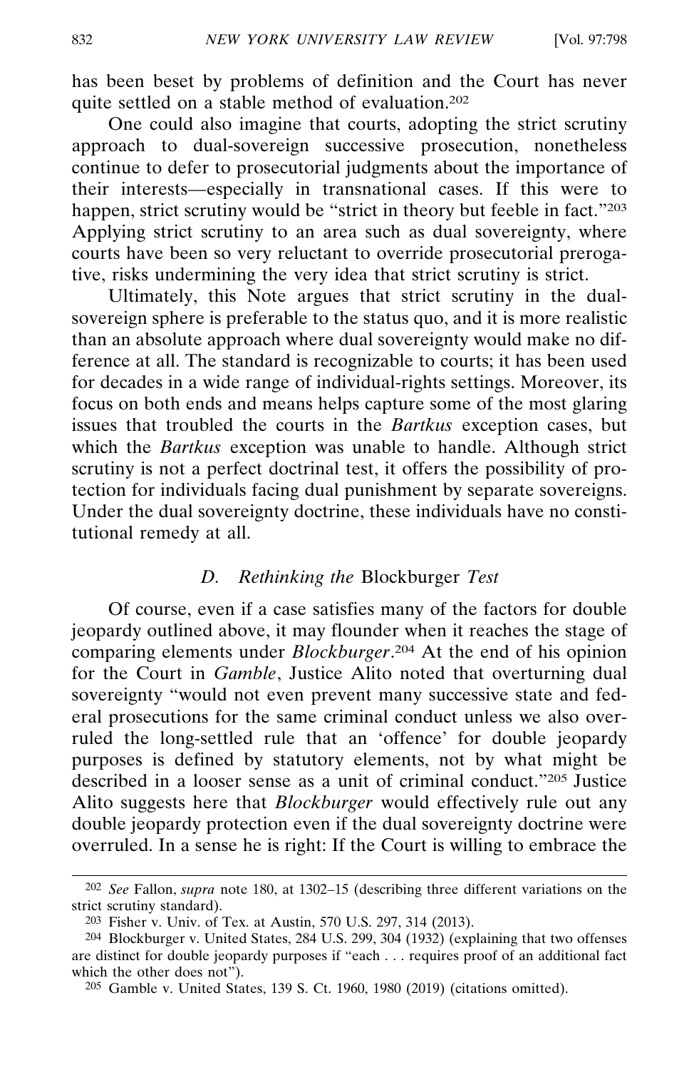has been beset by problems of definition and the Court has never quite settled on a stable method of evaluation.[202]

One could also imagine that courts, adopting the strict scrutiny approach to dual-sovereign successive prosecution, nonetheless continue to defer to prosecutorial judgments about the importance of their interests—especially in transnational cases. If this were to happen, strict scrutiny would be "strict in theory but feeble in fact."[203] Applying strict scrutiny to an area such as dual sovereignty, where courts have been so very reluctant to override prosecutorial prerogative, risks undermining the very idea that strict scrutiny is strict.

Ultimately, this Note argues that strict scrutiny in the dual-sovereign sphere is preferable to the status quo, and it is more realistic than an absolute approach where dual sovereignty would make no difference at all. The standard is recognizable to courts; it has been used for decades in a wide range of individual-rights settings. Moreover, its focus on both ends and means helps capture some of the most glaring issues that troubled the courts in the *Bartkus* exception cases, but which the *Bartkus* exception was unable to handle. Although strict scrutiny is not a perfect doctrinal test, it offers the possibility of protection for individuals facing dual punishment by separate sovereigns. Under the dual sovereignty doctrine, these individuals have no constitutional remedy at all.

### *D. Rethinking the* Blockburger *Test*

Of course, even if a case satisfies many of the factors for double jeopardy outlined above, it may flounder when it reaches the stage of comparing elements under *Blockburger*.[204] At the end of his opinion for the Court in *Gamble*, Justice Alito noted that overturning dual sovereignty "would not even prevent many successive state and federal prosecutions for the same criminal conduct unless we also overruled the long-settled rule that an 'offence' for double jeopardy purposes is defined by statutory elements, not by what might be described in a looser sense as a unit of criminal conduct."[205] Justice Alito suggests here that *Blockburger* would effectively rule out any double jeopardy protection even if the dual sovereignty doctrine were overruled. In a sense he is right: If the Court is willing to embrace the

---

[202] *See* Fallon, *supra* note 180, at 1302–15 (describing three different variations on the strict scrutiny standard).

[203] Fisher v. Univ. of Tex. at Austin, 570 U.S. 297, 314 (2013).

[204] Blockburger v. United States, 284 U.S. 299, 304 (1932) (explaining that two offenses are distinct for double jeopardy purposes if "each . . . requires proof of an additional fact which the other does not").

[205] Gamble v. United States, 139 S. Ct. 1960, 1980 (2019) (citations omitted).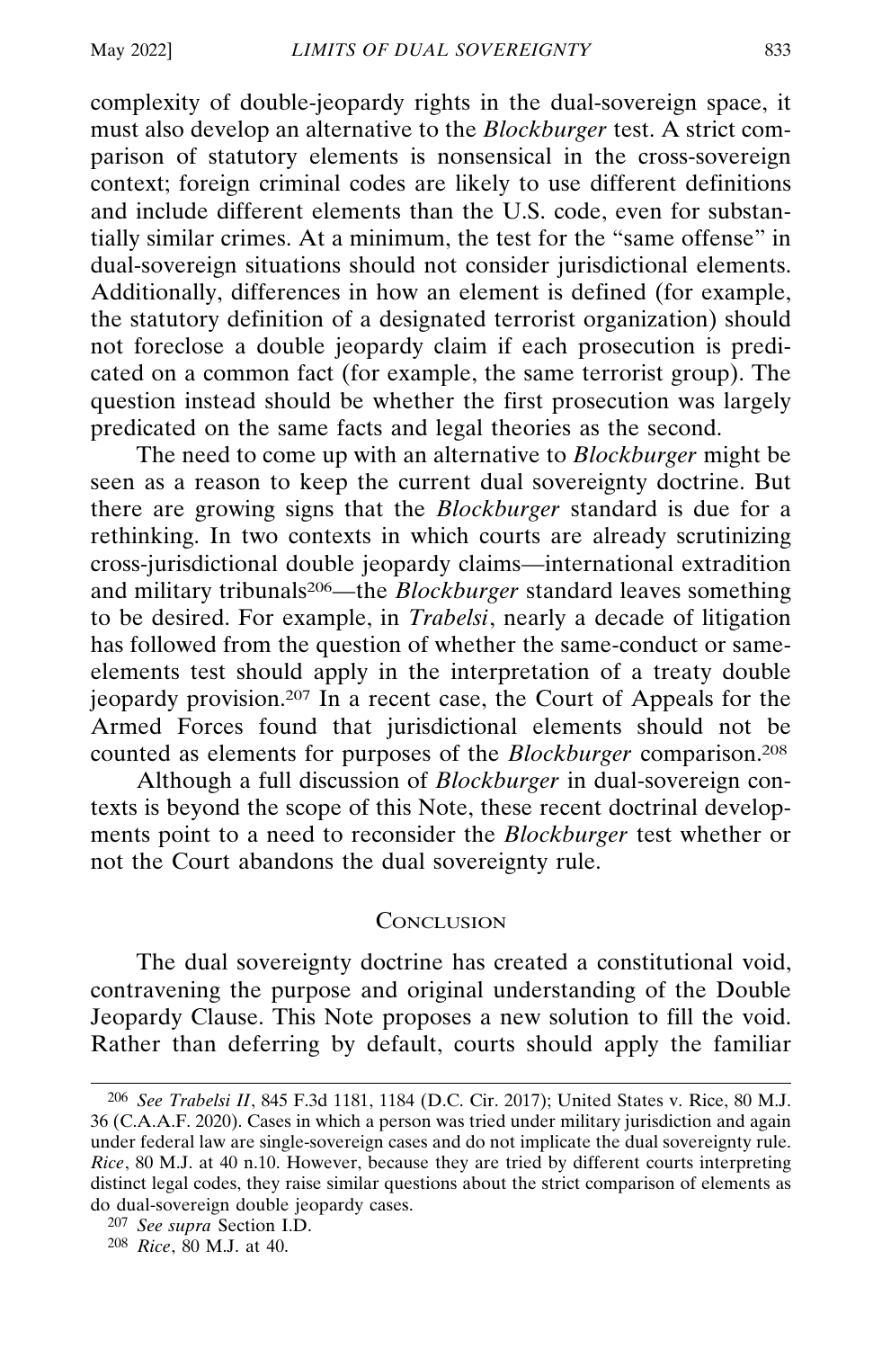complexity of double-jeopardy rights in the dual-sovereign space, it must also develop an alternative to the *Blockburger* test. A strict comparison of statutory elements is nonsensical in the cross-sovereign context; foreign criminal codes are likely to use different definitions and include different elements than the U.S. code, even for substantially similar crimes. At a minimum, the test for the "same offense" in dual-sovereign situations should not consider jurisdictional elements. Additionally, differences in how an element is defined (for example, the statutory definition of a designated terrorist organization) should not foreclose a double jeopardy claim if each prosecution is predicated on a common fact (for example, the same terrorist group). The question instead should be whether the first prosecution was largely predicated on the same facts and legal theories as the second.

The need to come up with an alternative to *Blockburger* might be seen as a reason to keep the current dual sovereignty doctrine. But there are growing signs that the *Blockburger* standard is due for a rethinking. In two contexts in which courts are already scrutinizing cross-jurisdictional double jeopardy claims—international extradition and military tribunals[206]—the *Blockburger* standard leaves something to be desired. For example, in *Trabelsi*, nearly a decade of litigation has followed from the question of whether the same-conduct or same-elements test should apply in the interpretation of a treaty double jeopardy provision.[207] In a recent case, the Court of Appeals for the Armed Forces found that jurisdictional elements should not be counted as elements for purposes of the *Blockburger* comparison.[208]

Although a full discussion of *Blockburger* in dual-sovereign contexts is beyond the scope of this Note, these recent doctrinal developments point to a need to reconsider the *Blockburger* test whether or not the Court abandons the dual sovereignty rule.

## Conclusion

The dual sovereignty doctrine has created a constitutional void, contravening the purpose and original understanding of the Double Jeopardy Clause. This Note proposes a new solution to fill the void. Rather than deferring by default, courts should apply the familiar

---

[206] *See Trabelsi II*, 845 F.3d 1181, 1184 (D.C. Cir. 2017); United States v. Rice, 80 M.J. 36 (C.A.A.F. 2020). Cases in which a person was tried under military jurisdiction and again under federal law are single-sovereign cases and do not implicate the dual sovereignty rule. *Rice*, 80 M.J. at 40 n.10. However, because they are tried by different courts interpreting distinct legal codes, they raise similar questions about the strict comparison of elements as do dual-sovereign double jeopardy cases.

[207] *See supra* Section I.D.

[208] *Rice*, 80 M.J. at 40.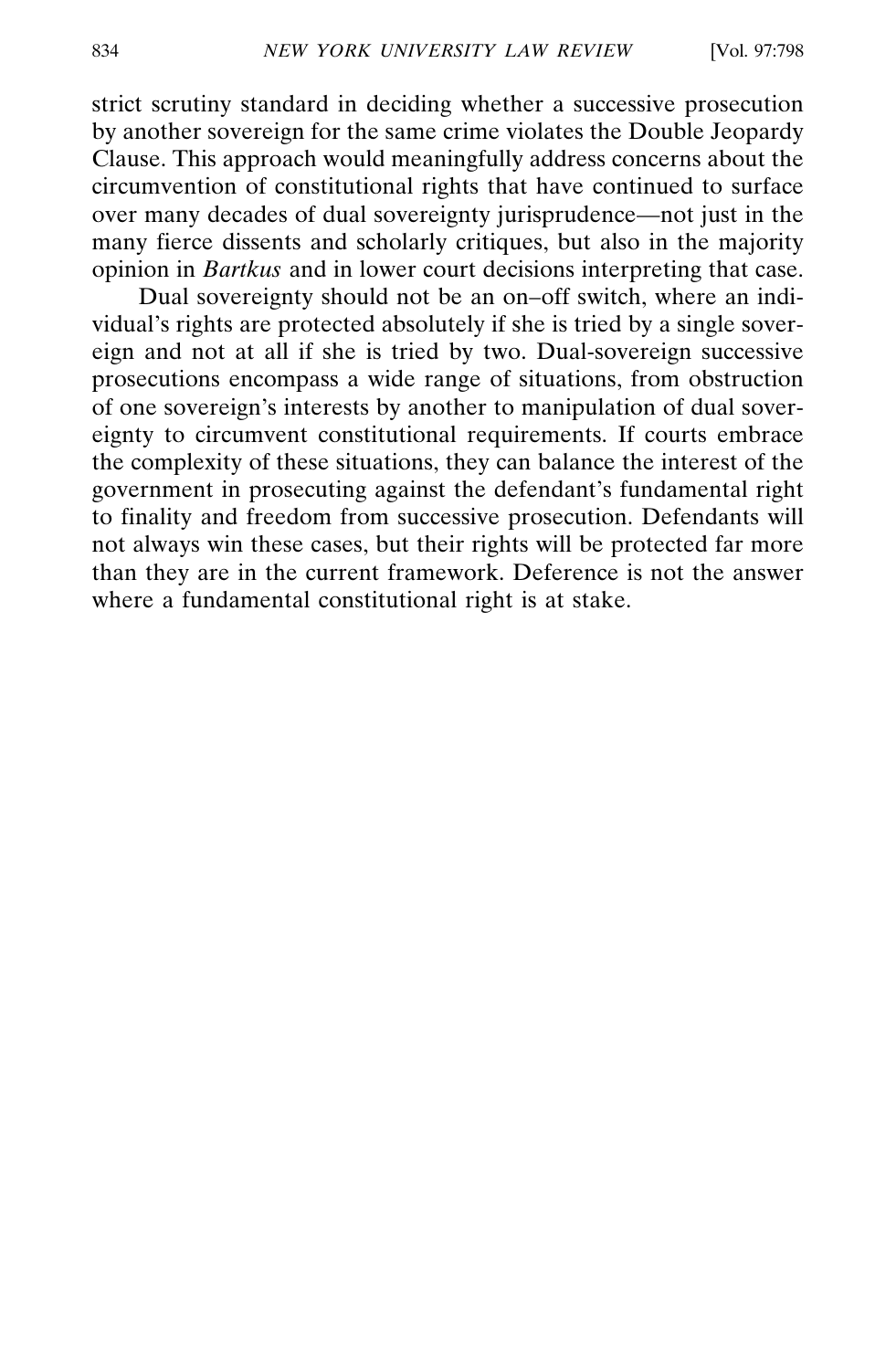strict scrutiny standard in deciding whether a successive prosecution by another sovereign for the same crime violates the Double Jeopardy Clause. This approach would meaningfully address concerns about the circumvention of constitutional rights that have continued to surface over many decades of dual sovereignty jurisprudence—not just in the many fierce dissents and scholarly critiques, but also in the majority opinion in *Bartkus* and in lower court decisions interpreting that case.

Dual sovereignty should not be an on–off switch, where an individual's rights are protected absolutely if she is tried by a single sovereign and not at all if she is tried by two. Dual-sovereign successive prosecutions encompass a wide range of situations, from obstruction of one sovereign's interests by another to manipulation of dual sovereignty to circumvent constitutional requirements. If courts embrace the complexity of these situations, they can balance the interest of the government in prosecuting against the defendant's fundamental right to finality and freedom from successive prosecution. Defendants will not always win these cases, but their rights will be protected far more than they are in the current framework. Deference is not the answer where a fundamental constitutional right is at stake.